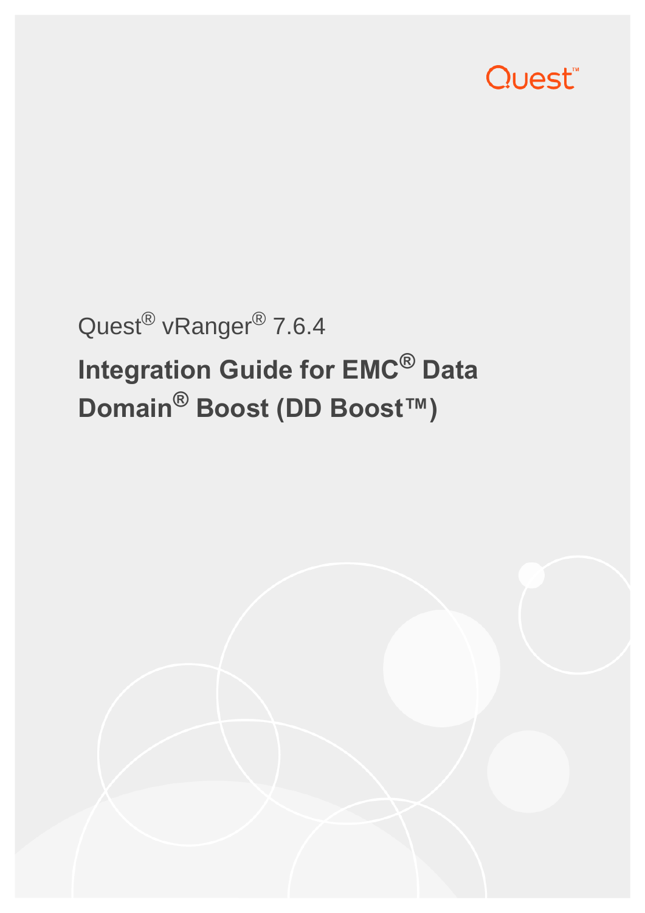Quest

Quest® vRanger® 7.6.4

# Integration Guide for EMC® Data Domain® Boost (DD Boost™)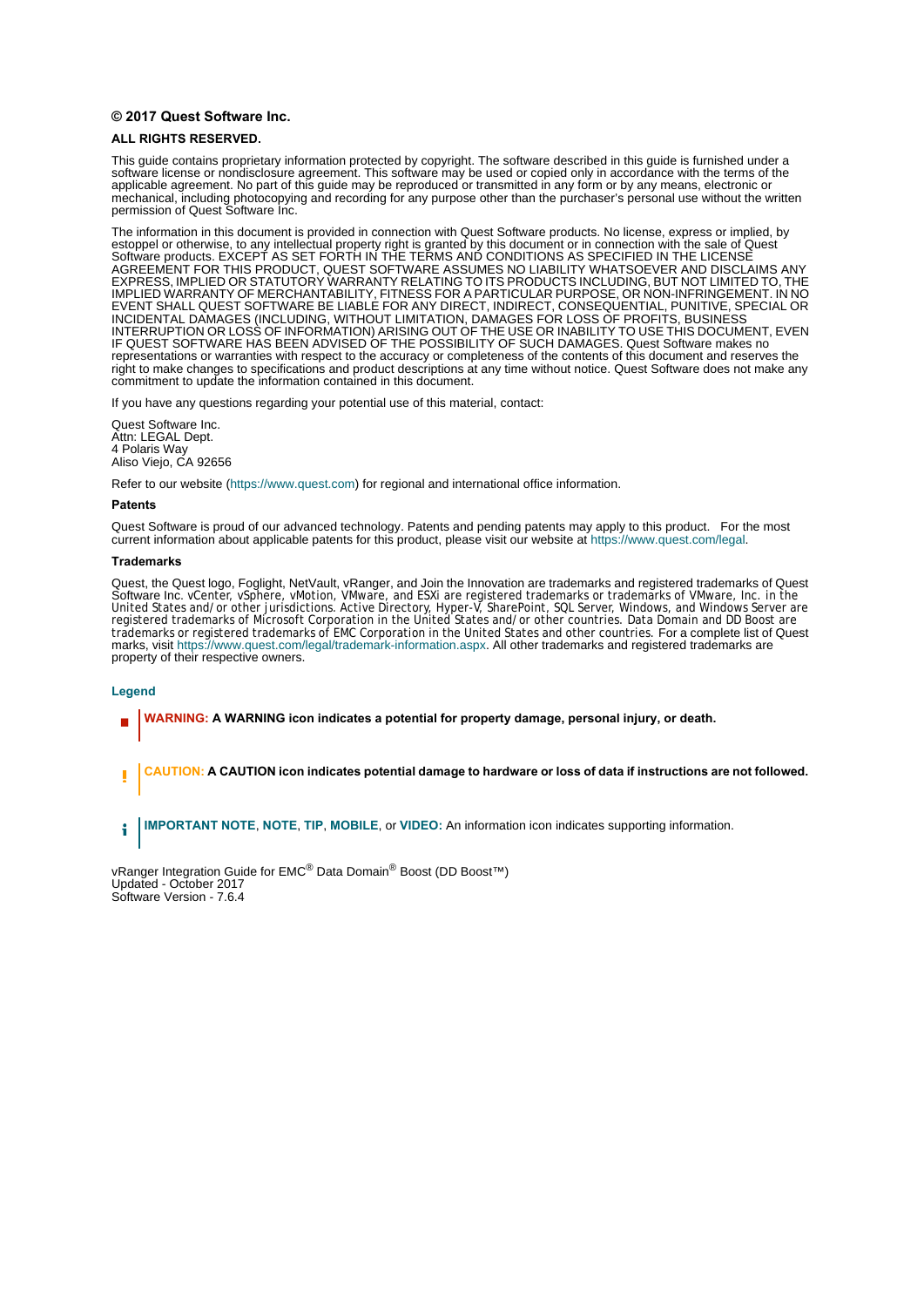**© 2017 Quest Software Inc.**

**ALL RIGHTS RESERVED.**

This guide contains proprietary information protected by copyright. The software described in this guide is furnished under a software license or nondisclosure agreement. This software may be used or copied only in accordance with the terms of the applicable agreement. No part of this guide may be reproduced or transmitted in any form or by any means, electronic or mechanical, including photocopying and recording for any purpose other than the purchaser's personal use without the written permission of Quest Software Inc.

The information in this document is provided in connection with Quest Software products. No license, express or implied, by estoppel or otherwise, to any intellectual property right is granted by this document or in connection with the sale of Quest Software products. EXCEPT AS SET FORTH IN THE TERMS AND CONDITIONS AS SPECIFIED IN THE LICENSE AGREEMENT FOR THIS PRODUCT, QUEST SOFTWARE ASSUMES NO LIABILITY WHATSOEVER AND DISCLAIMS ANY EXPRESS, IMPLIED OR STATUTORY WARRANTY RELATING TO ITS PRODUCTS INCLUDING, BUT NOT LIMITED TO, THE IMPLIED WARRANTY OF MERCHANTABILITY, FITNESS FOR A PARTICULAR PURPOSE, OR NON-INFRINGEMENT. IN NO EVENT SHALL QUEST SOFTWARE BE LIABLE FOR ANY DIRECT, INDIRECT, CONSEQUENTIAL, PUNITIVE, SPECIAL OR INCIDENTAL DAMAGES (INCLUDING, WITHOUT LIMITATION, DAMAGES FOR LOSS OF PROFITS, BUSINESS INTERRUPTION OR LOSS OF INFORMATION) ARISING OUT OF THE USE OR INABILITY TO USE THIS DOCUMENT, EVEN IF QUEST SOFTWARE HAS BEEN ADVISED OF THE POSSIBILITY OF SUCH DAMAGES. Quest Software makes no representations or warranties with respect to the accuracy or completeness of the contents of this document and reserves the right to make changes to specifications and product descriptions at any time without notice. Quest Software does not make any commitment to update the information contained in this document.

If you have any questions regarding your potential use of this material, contact:

Quest Software Inc.
Attn: LEGAL Dept.
4 Polaris Way
Aliso Viejo, CA 92656

Refer to our website (https://www.quest.com) for regional and international office information.

**Patents**

Quest Software is proud of our advanced technology. Patents and pending patents may apply to this product. For the most current information about applicable patents for this product, please visit our website at https://www.quest.com/legal.

**Trademarks**

Quest, the Quest logo, Foglight, NetVault, vRanger, and Join the Innovation are trademarks and registered trademarks of Quest Software Inc. vCenter, vSphere, vMotion, VMware, and ESXi are registered trademarks or trademarks of VMware, Inc. in the United States and/or other jurisdictions. Active Directory, Hyper-V, SharePoint, SQL Server, Windows, and Windows Server are registered trademarks of Microsoft Corporation in the United States and/or other countries. Data Domain and DD Boost are trademarks or registered trademarks of EMC Corporation in the United States and other countries. For a complete list of Quest marks, visit https://www.quest.com/legal/trademark-information.aspx. All other trademarks and registered trademarks are property of their respective owners.

**Legend**

**WARNING: A WARNING icon indicates a potential for property damage, personal injury, or death.**

**CAUTION: A CAUTION icon indicates potential damage to hardware or loss of data if instructions are not followed.**

**IMPORTANT NOTE**, **NOTE**, **TIP**, **MOBILE**, or **VIDEO:** An information icon indicates supporting information.

vRanger Integration Guide for EMC® Data Domain® Boost (DD Boost™)
Updated - October 2017
Software Version - 7.6.4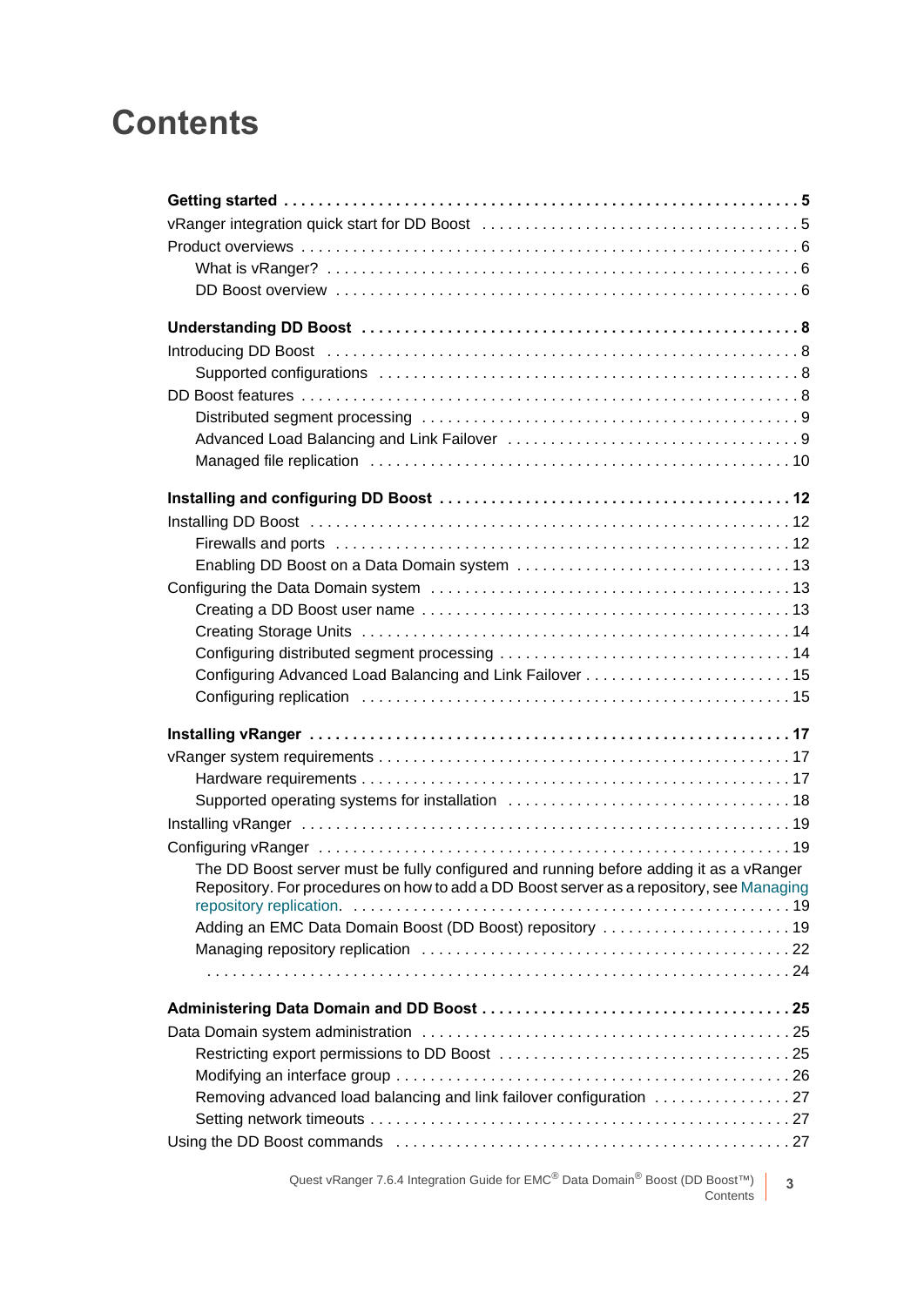# Contents

**Getting started . . . . . . . . . . . . . . . . . . . . . . . . . . . . . . . . . . . . . . . . . . . . . . . . . . . . . . . . . . . 5**

vRanger integration quick start for DD Boost . . . . . . . . . . . . . . . . . . . . . . . . . . . . . . . . . . . . 5

Product overviews . . . . . . . . . . . . . . . . . . . . . . . . . . . . . . . . . . . . . . . . . . . . . . . . . . . . . . . . . 6

What is vRanger? . . . . . . . . . . . . . . . . . . . . . . . . . . . . . . . . . . . . . . . . . . . . . . . . . . . . . 6

DD Boost overview . . . . . . . . . . . . . . . . . . . . . . . . . . . . . . . . . . . . . . . . . . . . . . . . . . . . . 6

**Understanding DD Boost . . . . . . . . . . . . . . . . . . . . . . . . . . . . . . . . . . . . . . . . . . . . . . . . . 8**

Introducing DD Boost . . . . . . . . . . . . . . . . . . . . . . . . . . . . . . . . . . . . . . . . . . . . . . . . . . . . . . 8

Supported configurations . . . . . . . . . . . . . . . . . . . . . . . . . . . . . . . . . . . . . . . . . . . . . . . . 8

DD Boost features . . . . . . . . . . . . . . . . . . . . . . . . . . . . . . . . . . . . . . . . . . . . . . . . . . . . . . . . . 8

Distributed segment processing . . . . . . . . . . . . . . . . . . . . . . . . . . . . . . . . . . . . . . . . . . . . 9

Advanced Load Balancing and Link Failover . . . . . . . . . . . . . . . . . . . . . . . . . . . . . . . . . . 9

Managed file replication . . . . . . . . . . . . . . . . . . . . . . . . . . . . . . . . . . . . . . . . . . . . . . . . . 10

**Installing and configuring DD Boost . . . . . . . . . . . . . . . . . . . . . . . . . . . . . . . . . . . . . . . 12**

Installing DD Boost . . . . . . . . . . . . . . . . . . . . . . . . . . . . . . . . . . . . . . . . . . . . . . . . . . . . . . . 12

Firewalls and ports . . . . . . . . . . . . . . . . . . . . . . . . . . . . . . . . . . . . . . . . . . . . . . . . . . . . . 12

Enabling DD Boost on a Data Domain system . . . . . . . . . . . . . . . . . . . . . . . . . . . . . . . . 13

Configuring the Data Domain system . . . . . . . . . . . . . . . . . . . . . . . . . . . . . . . . . . . . . . . . . . 13

Creating a DD Boost user name . . . . . . . . . . . . . . . . . . . . . . . . . . . . . . . . . . . . . . . . . . . 13

Creating Storage Units . . . . . . . . . . . . . . . . . . . . . . . . . . . . . . . . . . . . . . . . . . . . . . . . . . 14

Configuring distributed segment processing . . . . . . . . . . . . . . . . . . . . . . . . . . . . . . . . . . 14

Configuring Advanced Load Balancing and Link Failover . . . . . . . . . . . . . . . . . . . . . . . . 15

Configuring replication . . . . . . . . . . . . . . . . . . . . . . . . . . . . . . . . . . . . . . . . . . . . . . . . . . 15

**Installing vRanger . . . . . . . . . . . . . . . . . . . . . . . . . . . . . . . . . . . . . . . . . . . . . . . . . . . . . . 17**

vRanger system requirements . . . . . . . . . . . . . . . . . . . . . . . . . . . . . . . . . . . . . . . . . . . . . . . 17

Hardware requirements . . . . . . . . . . . . . . . . . . . . . . . . . . . . . . . . . . . . . . . . . . . . . . . . . 17

Supported operating systems for installation . . . . . . . . . . . . . . . . . . . . . . . . . . . . . . . . . 18

Installing vRanger . . . . . . . . . . . . . . . . . . . . . . . . . . . . . . . . . . . . . . . . . . . . . . . . . . . . . . . . 19

Configuring vRanger . . . . . . . . . . . . . . . . . . . . . . . . . . . . . . . . . . . . . . . . . . . . . . . . . . . . . . 19

The DD Boost server must be fully configured and running before adding it as a vRanger Repository. For procedures on how to add a DD Boost server as a repository, see Managing repository replication. . . . . . . . . . . . . . . . . . . . . . . . . . . . . . . . . . . . . . . . . . . . . . . . . . 19

Adding an EMC Data Domain Boost (DD Boost) repository . . . . . . . . . . . . . . . . . . . . . . 19

Managing repository replication . . . . . . . . . . . . . . . . . . . . . . . . . . . . . . . . . . . . . . . . . . . 22

. . . . . . . . . . . . . . . . . . . . . . . . . . . . . . . . . . . . . . . . . . . . . . . . . . . . . . . . . . . . . . . . . . . . 24

**Administering Data Domain and DD Boost . . . . . . . . . . . . . . . . . . . . . . . . . . . . . . . . . . 25**

Data Domain system administration . . . . . . . . . . . . . . . . . . . . . . . . . . . . . . . . . . . . . . . . . . 25

Restricting export permissions to DD Boost . . . . . . . . . . . . . . . . . . . . . . . . . . . . . . . . . . 25

Modifying an interface group . . . . . . . . . . . . . . . . . . . . . . . . . . . . . . . . . . . . . . . . . . . . . 26

Removing advanced load balancing and link failover configuration . . . . . . . . . . . . . . . . 27

Setting network timeouts . . . . . . . . . . . . . . . . . . . . . . . . . . . . . . . . . . . . . . . . . . . . . . . . 27

Using the DD Boost commands . . . . . . . . . . . . . . . . . . . . . . . . . . . . . . . . . . . . . . . . . . . . . . 27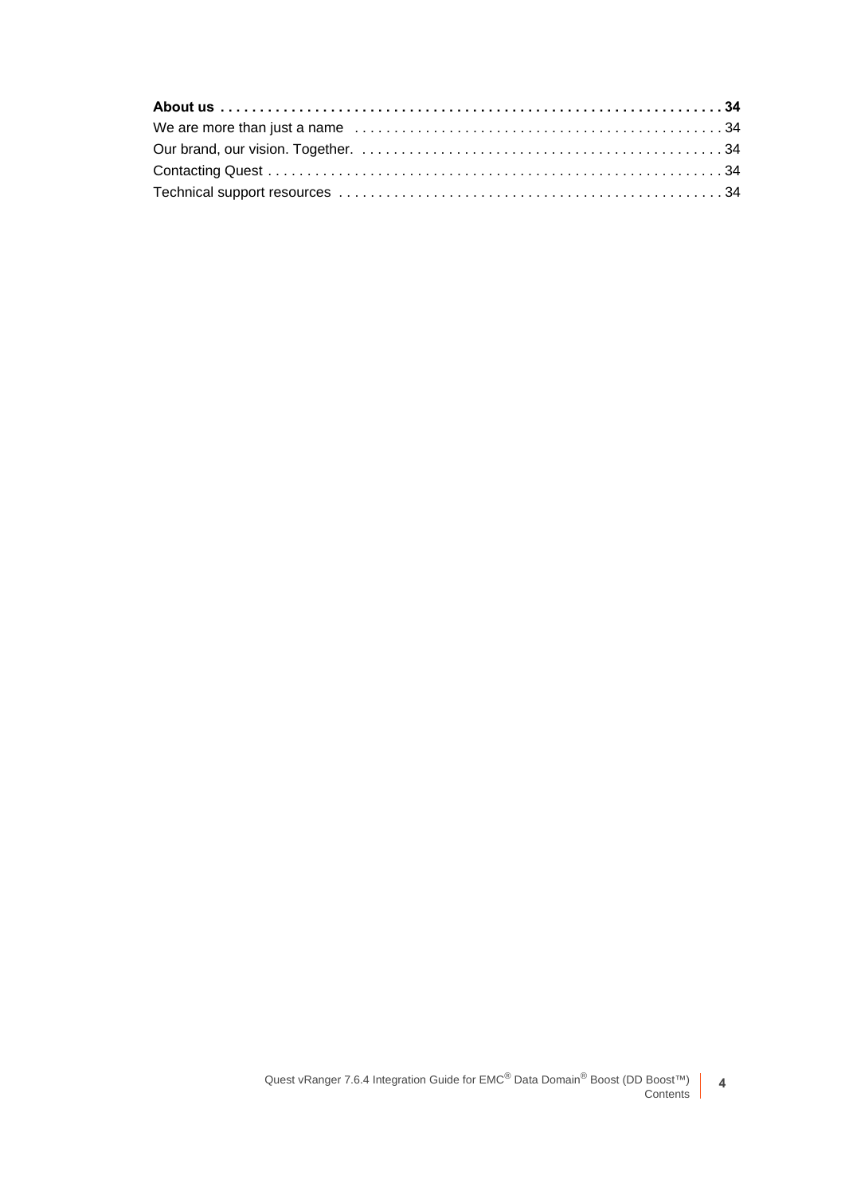**About us . . . . . . . . . . . . . . . . . . . . . . . . . . . . . . . . . . . . . . . . . . . . . . . . . . . . . . . . . . . . . 34**

We are more than just a name . . . . . . . . . . . . . . . . . . . . . . . . . . . . . . . . . . . . . . . . . . . . . . . 34

Our brand, our vision. Together. . . . . . . . . . . . . . . . . . . . . . . . . . . . . . . . . . . . . . . . . . . . . . . 34

Contacting Quest . . . . . . . . . . . . . . . . . . . . . . . . . . . . . . . . . . . . . . . . . . . . . . . . . . . . . . . . . 34

Technical support resources . . . . . . . . . . . . . . . . . . . . . . . . . . . . . . . . . . . . . . . . . . . . . . . . . 34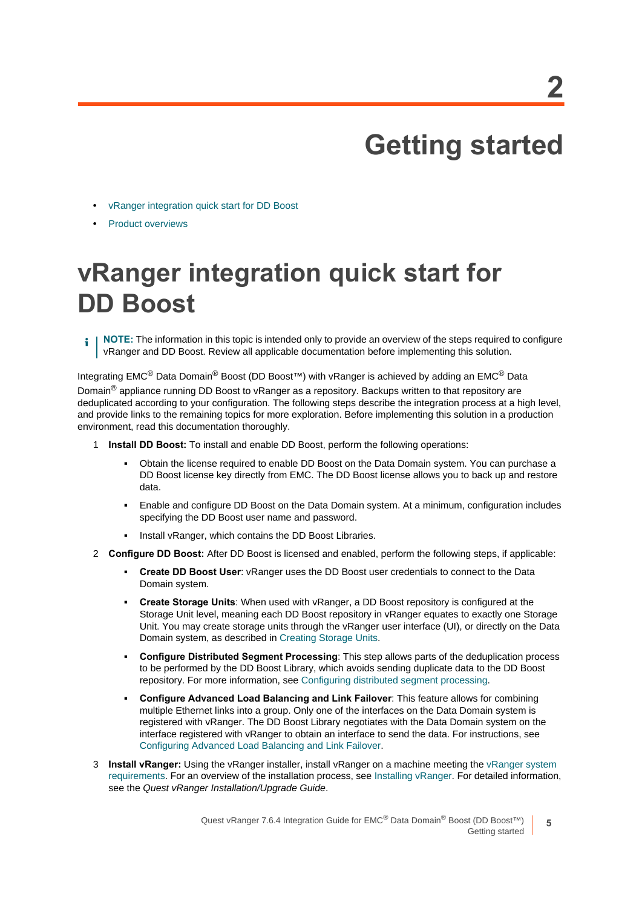# 2

# Getting started

- vRanger integration quick start for DD Boost
- Product overviews

## vRanger integration quick start for DD Boost

> **NOTE:** The information in this topic is intended only to provide an overview of the steps required to configure vRanger and DD Boost. Review all applicable documentation before implementing this solution.

Integrating EMC® Data Domain® Boost (DD Boost™) with vRanger is achieved by adding an EMC® Data Domain® appliance running DD Boost to vRanger as a repository. Backups written to that repository are deduplicated according to your configuration. The following steps describe the integration process at a high level, and provide links to the remaining topics for more exploration. Before implementing this solution in a production environment, read this documentation thoroughly.

1. **Install DD Boost:** To install and enable DD Boost, perform the following operations:
   - Obtain the license required to enable DD Boost on the Data Domain system. You can purchase a DD Boost license key directly from EMC. The DD Boost license allows you to back up and restore data.
   - Enable and configure DD Boost on the Data Domain system. At a minimum, configuration includes specifying the DD Boost user name and password.
   - Install vRanger, which contains the DD Boost Libraries.
2. **Configure DD Boost:** After DD Boost is licensed and enabled, perform the following steps, if applicable:
   - **Create DD Boost User**: vRanger uses the DD Boost user credentials to connect to the Data Domain system.
   - **Create Storage Units**: When used with vRanger, a DD Boost repository is configured at the Storage Unit level, meaning each DD Boost repository in vRanger equates to exactly one Storage Unit. You may create storage units through the vRanger user interface (UI), or directly on the Data Domain system, as described in Creating Storage Units.
   - **Configure Distributed Segment Processing**: This step allows parts of the deduplication process to be performed by the DD Boost Library, which avoids sending duplicate data to the DD Boost repository. For more information, see Configuring distributed segment processing.
   - **Configure Advanced Load Balancing and Link Failover**: This feature allows for combining multiple Ethernet links into a group. Only one of the interfaces on the Data Domain system is registered with vRanger. The DD Boost Library negotiates with the Data Domain system on the interface registered with vRanger to obtain an interface to send the data. For instructions, see Configuring Advanced Load Balancing and Link Failover.
3. **Install vRanger:** Using the vRanger installer, install vRanger on a machine meeting the vRanger system requirements. For an overview of the installation process, see Installing vRanger. For detailed information, see the *Quest vRanger Installation/Upgrade Guide*.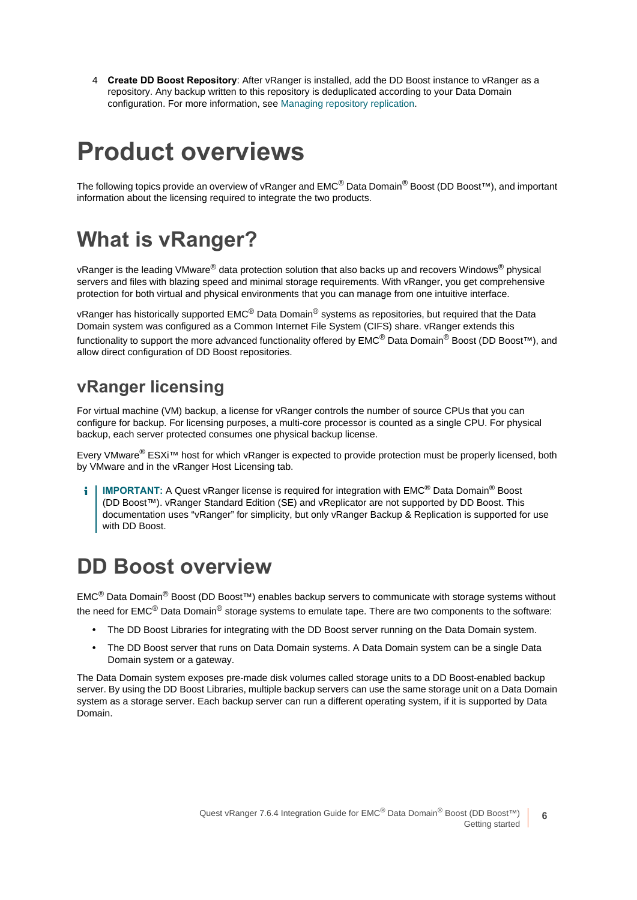4 **Create DD Boost Repository**: After vRanger is installed, add the DD Boost instance to vRanger as a repository. Any backup written to this repository is deduplicated according to your Data Domain configuration. For more information, see Managing repository replication.

# Product overviews

The following topics provide an overview of vRanger and EMC® Data Domain® Boost (DD Boost™), and important information about the licensing required to integrate the two products.

# What is vRanger?

vRanger is the leading VMware® data protection solution that also backs up and recovers Windows® physical servers and files with blazing speed and minimal storage requirements. With vRanger, you get comprehensive protection for both virtual and physical environments that you can manage from one intuitive interface.

vRanger has historically supported EMC® Data Domain® systems as repositories, but required that the Data Domain system was configured as a Common Internet File System (CIFS) share. vRanger extends this functionality to support the more advanced functionality offered by EMC® Data Domain® Boost (DD Boost™), and allow direct configuration of DD Boost repositories.

## vRanger licensing

For virtual machine (VM) backup, a license for vRanger controls the number of source CPUs that you can configure for backup. For licensing purposes, a multi-core processor is counted as a single CPU. For physical backup, each server protected consumes one physical backup license.

Every VMware® ESXi™ host for which vRanger is expected to provide protection must be properly licensed, both by VMware and in the vRanger Host Licensing tab.

> **IMPORTANT:** A Quest vRanger license is required for integration with EMC® Data Domain® Boost (DD Boost™). vRanger Standard Edition (SE) and vReplicator are not supported by DD Boost. This documentation uses “vRanger” for simplicity, but only vRanger Backup & Replication is supported for use with DD Boost.

# DD Boost overview

EMC® Data Domain® Boost (DD Boost™) enables backup servers to communicate with storage systems without the need for EMC® Data Domain® storage systems to emulate tape. There are two components to the software:

- The DD Boost Libraries for integrating with the DD Boost server running on the Data Domain system.
- The DD Boost server that runs on Data Domain systems. A Data Domain system can be a single Data Domain system or a gateway.

The Data Domain system exposes pre-made disk volumes called storage units to a DD Boost-enabled backup server. By using the DD Boost Libraries, multiple backup servers can use the same storage unit on a Data Domain system as a storage server. Each backup server can run a different operating system, if it is supported by Data Domain.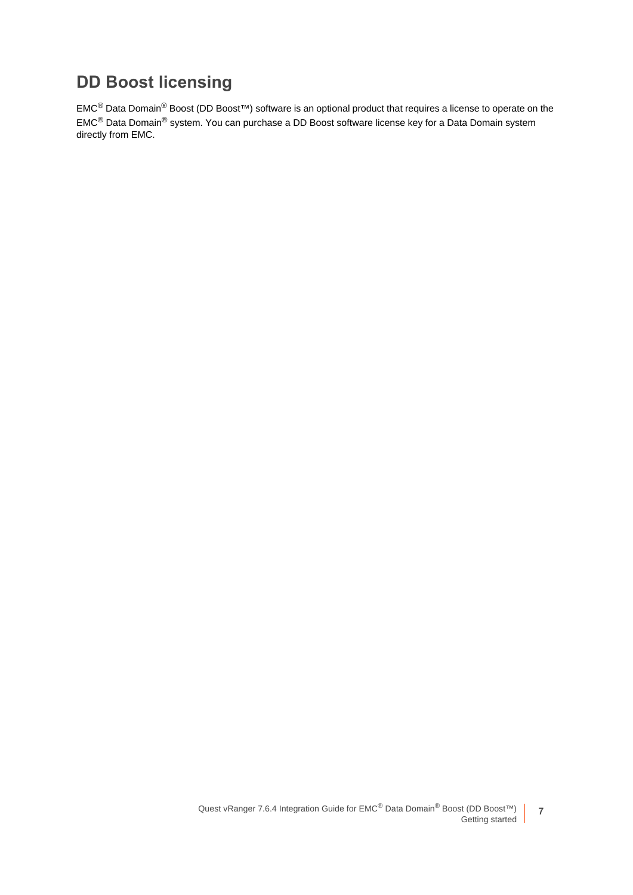## DD Boost licensing

EMC® Data Domain® Boost (DD Boost™) software is an optional product that requires a license to operate on the EMC® Data Domain® system. You can purchase a DD Boost software license key for a Data Domain system directly from EMC.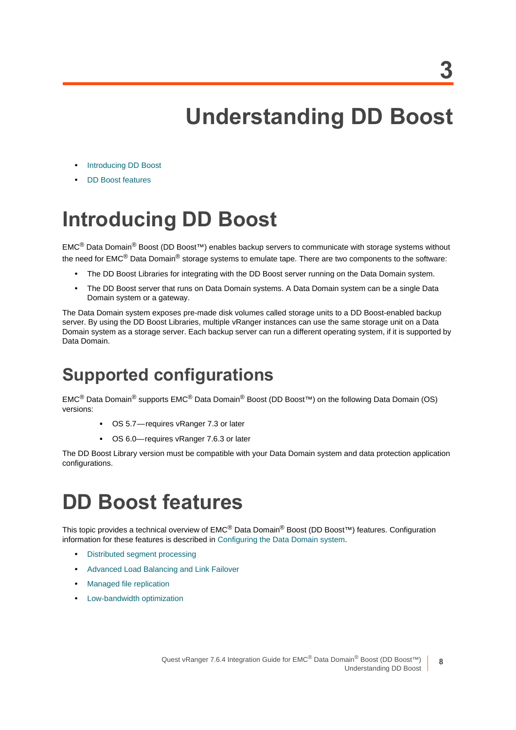3

# Understanding DD Boost

- Introducing DD Boost
- DD Boost features

## Introducing DD Boost

EMC® Data Domain® Boost (DD Boost™) enables backup servers to communicate with storage systems without the need for EMC® Data Domain® storage systems to emulate tape. There are two components to the software:

- The DD Boost Libraries for integrating with the DD Boost server running on the Data Domain system.
- The DD Boost server that runs on Data Domain systems. A Data Domain system can be a single Data Domain system or a gateway.

The Data Domain system exposes pre-made disk volumes called storage units to a DD Boost-enabled backup server. By using the DD Boost Libraries, multiple vRanger instances can use the same storage unit on a Data Domain system as a storage server. Each backup server can run a different operating system, if it is supported by Data Domain.

### Supported configurations

EMC® Data Domain® supports EMC® Data Domain® Boost (DD Boost™) on the following Data Domain (OS) versions:

- OS 5.7—requires vRanger 7.3 or later
- OS 6.0—requires vRanger 7.6.3 or later

The DD Boost Library version must be compatible with your Data Domain system and data protection application configurations.

## DD Boost features

This topic provides a technical overview of EMC® Data Domain® Boost (DD Boost™) features. Configuration information for these features is described in Configuring the Data Domain system.

- Distributed segment processing
- Advanced Load Balancing and Link Failover
- Managed file replication
- Low-bandwidth optimization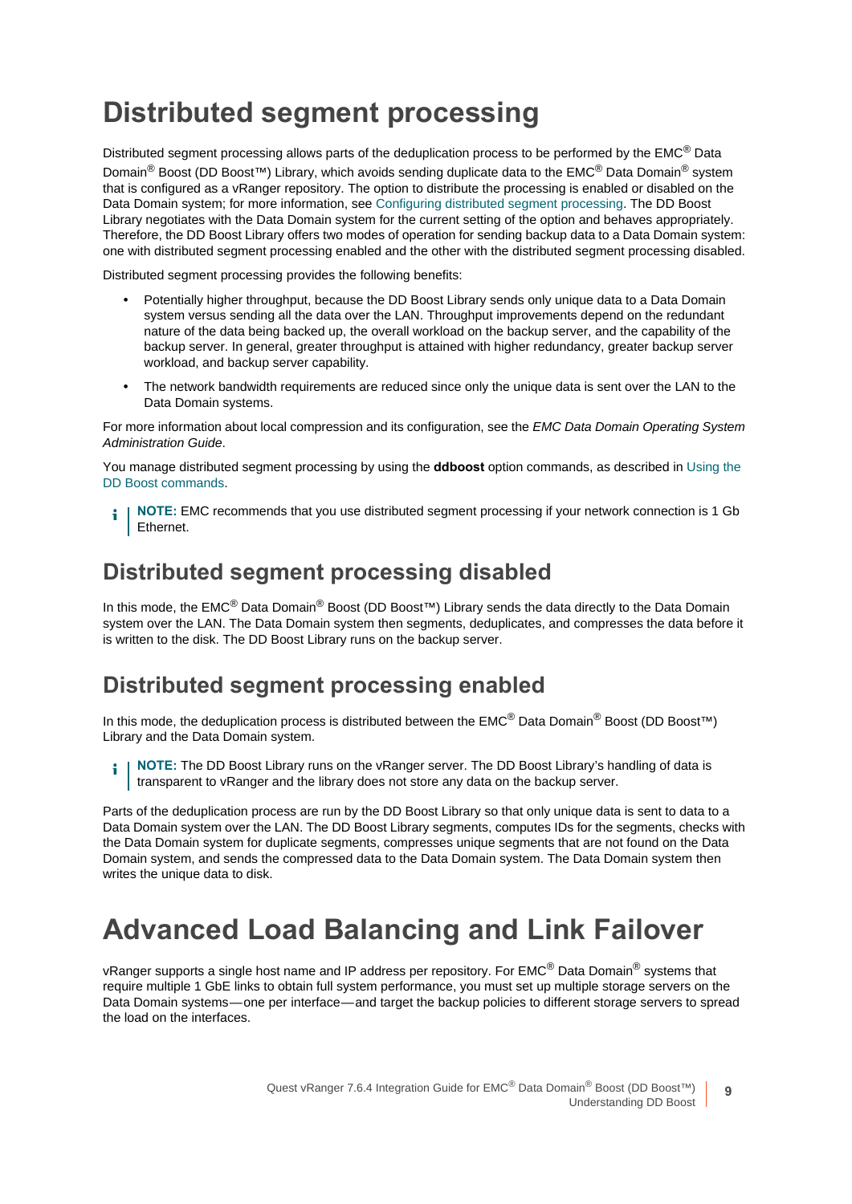# Distributed segment processing

Distributed segment processing allows parts of the deduplication process to be performed by the EMC® Data Domain® Boost (DD Boost™) Library, which avoids sending duplicate data to the EMC® Data Domain® system that is configured as a vRanger repository. The option to distribute the processing is enabled or disabled on the Data Domain system; for more information, see Configuring distributed segment processing. The DD Boost Library negotiates with the Data Domain system for the current setting of the option and behaves appropriately. Therefore, the DD Boost Library offers two modes of operation for sending backup data to a Data Domain system: one with distributed segment processing enabled and the other with the distributed segment processing disabled.

Distributed segment processing provides the following benefits:

- Potentially higher throughput, because the DD Boost Library sends only unique data to a Data Domain system versus sending all the data over the LAN. Throughput improvements depend on the redundant nature of the data being backed up, the overall workload on the backup server, and the capability of the backup server. In general, greater throughput is attained with higher redundancy, greater backup server workload, and backup server capability.
- The network bandwidth requirements are reduced since only the unique data is sent over the LAN to the Data Domain systems.

For more information about local compression and its configuration, see the *EMC Data Domain Operating System Administration Guide*.

You manage distributed segment processing by using the **ddboost** option commands, as described in Using the DD Boost commands.

**NOTE:** EMC recommends that you use distributed segment processing if your network connection is 1 Gb Ethernet.

## Distributed segment processing disabled

In this mode, the EMC® Data Domain® Boost (DD Boost™) Library sends the data directly to the Data Domain system over the LAN. The Data Domain system then segments, deduplicates, and compresses the data before it is written to the disk. The DD Boost Library runs on the backup server.

## Distributed segment processing enabled

In this mode, the deduplication process is distributed between the EMC® Data Domain® Boost (DD Boost™) Library and the Data Domain system.

**NOTE:** The DD Boost Library runs on the vRanger server. The DD Boost Library's handling of data is transparent to vRanger and the library does not store any data on the backup server.

Parts of the deduplication process are run by the DD Boost Library so that only unique data is sent to data to a Data Domain system over the LAN. The DD Boost Library segments, computes IDs for the segments, checks with the Data Domain system for duplicate segments, compresses unique segments that are not found on the Data Domain system, and sends the compressed data to the Data Domain system. The Data Domain system then writes the unique data to disk.

# Advanced Load Balancing and Link Failover

vRanger supports a single host name and IP address per repository. For EMC® Data Domain® systems that require multiple 1 GbE links to obtain full system performance, you must set up multiple storage servers on the Data Domain systems—one per interface—and target the backup policies to different storage servers to spread the load on the interfaces.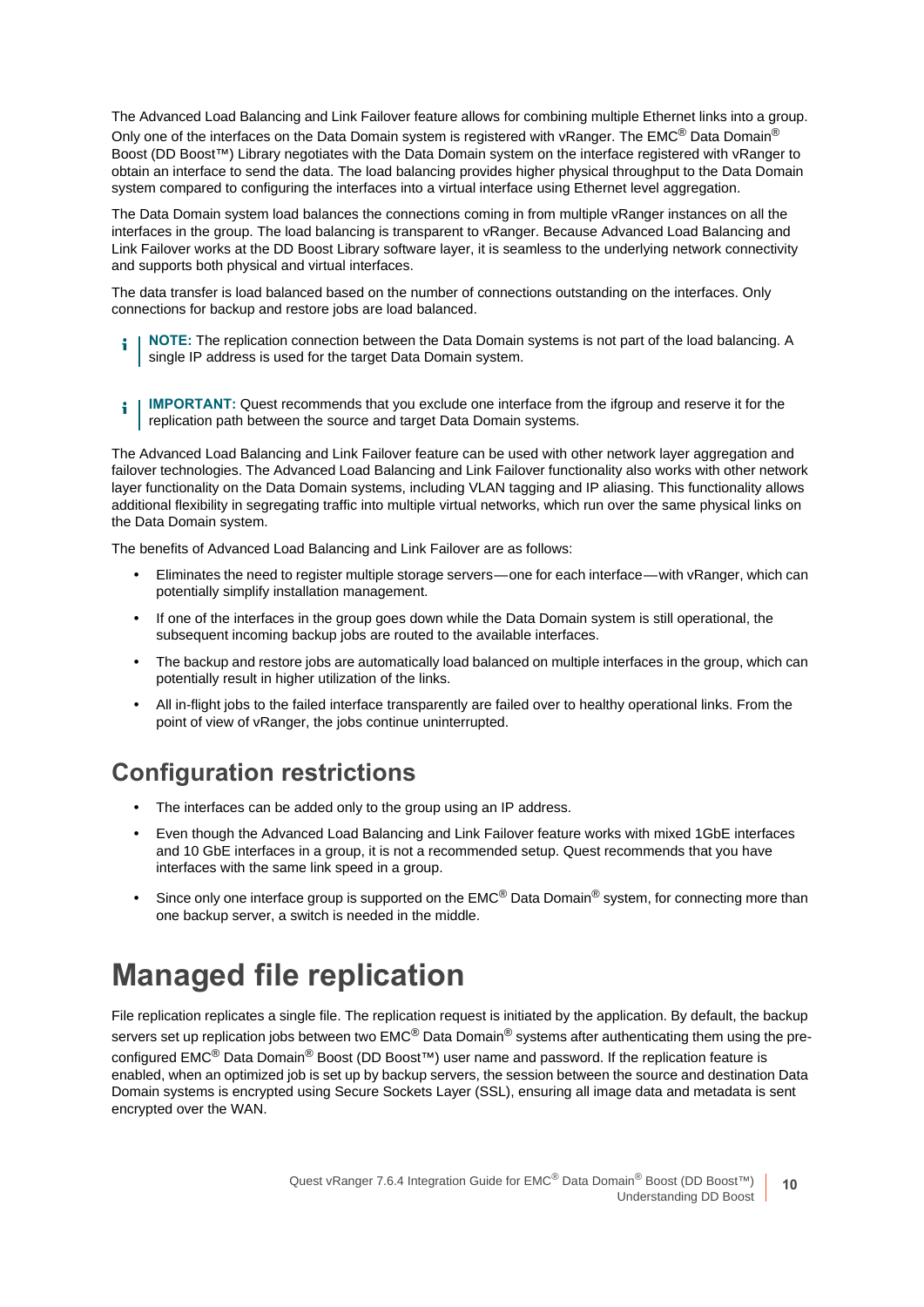The Advanced Load Balancing and Link Failover feature allows for combining multiple Ethernet links into a group. Only one of the interfaces on the Data Domain system is registered with vRanger. The EMC® Data Domain® Boost (DD Boost™) Library negotiates with the Data Domain system on the interface registered with vRanger to obtain an interface to send the data. The load balancing provides higher physical throughput to the Data Domain system compared to configuring the interfaces into a virtual interface using Ethernet level aggregation.

The Data Domain system load balances the connections coming in from multiple vRanger instances on all the interfaces in the group. The load balancing is transparent to vRanger. Because Advanced Load Balancing and Link Failover works at the DD Boost Library software layer, it is seamless to the underlying network connectivity and supports both physical and virtual interfaces.

The data transfer is load balanced based on the number of connections outstanding on the interfaces. Only connections for backup and restore jobs are load balanced.

> **NOTE:** The replication connection between the Data Domain systems is not part of the load balancing. A single IP address is used for the target Data Domain system.

> **IMPORTANT:** Quest recommends that you exclude one interface from the ifgroup and reserve it for the replication path between the source and target Data Domain systems.

The Advanced Load Balancing and Link Failover feature can be used with other network layer aggregation and failover technologies. The Advanced Load Balancing and Link Failover functionality also works with other network layer functionality on the Data Domain systems, including VLAN tagging and IP aliasing. This functionality allows additional flexibility in segregating traffic into multiple virtual networks, which run over the same physical links on the Data Domain system.

The benefits of Advanced Load Balancing and Link Failover are as follows:

- Eliminates the need to register multiple storage servers—one for each interface—with vRanger, which can potentially simplify installation management.
- If one of the interfaces in the group goes down while the Data Domain system is still operational, the subsequent incoming backup jobs are routed to the available interfaces.
- The backup and restore jobs are automatically load balanced on multiple interfaces in the group, which can potentially result in higher utilization of the links.
- All in-flight jobs to the failed interface transparently are failed over to healthy operational links. From the point of view of vRanger, the jobs continue uninterrupted.

## Configuration restrictions

- The interfaces can be added only to the group using an IP address.
- Even though the Advanced Load Balancing and Link Failover feature works with mixed 1GbE interfaces and 10 GbE interfaces in a group, it is not a recommended setup. Quest recommends that you have interfaces with the same link speed in a group.
- Since only one interface group is supported on the EMC® Data Domain® system, for connecting more than one backup server, a switch is needed in the middle.

# Managed file replication

File replication replicates a single file. The replication request is initiated by the application. By default, the backup servers set up replication jobs between two EMC® Data Domain® systems after authenticating them using the pre-configured EMC® Data Domain® Boost (DD Boost™) user name and password. If the replication feature is enabled, when an optimized job is set up by backup servers, the session between the source and destination Data Domain systems is encrypted using Secure Sockets Layer (SSL), ensuring all image data and metadata is sent encrypted over the WAN.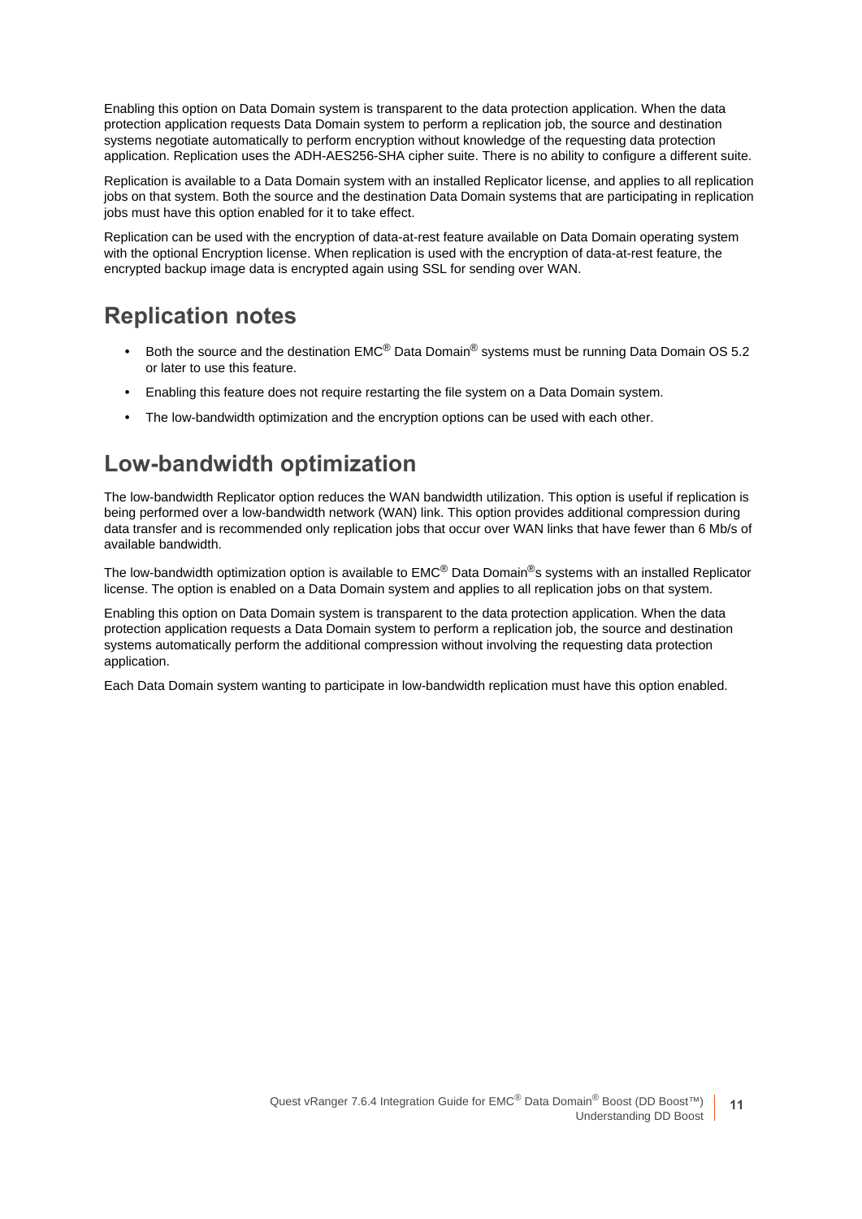Enabling this option on Data Domain system is transparent to the data protection application. When the data protection application requests Data Domain system to perform a replication job, the source and destination systems negotiate automatically to perform encryption without knowledge of the requesting data protection application. Replication uses the ADH-AES256-SHA cipher suite. There is no ability to configure a different suite.

Replication is available to a Data Domain system with an installed Replicator license, and applies to all replication jobs on that system. Both the source and the destination Data Domain systems that are participating in replication jobs must have this option enabled for it to take effect.

Replication can be used with the encryption of data-at-rest feature available on Data Domain operating system with the optional Encryption license. When replication is used with the encryption of data-at-rest feature, the encrypted backup image data is encrypted again using SSL for sending over WAN.

## Replication notes

- Both the source and the destination EMC® Data Domain® systems must be running Data Domain OS 5.2 or later to use this feature.
- Enabling this feature does not require restarting the file system on a Data Domain system.
- The low-bandwidth optimization and the encryption options can be used with each other.

## Low-bandwidth optimization

The low-bandwidth Replicator option reduces the WAN bandwidth utilization. This option is useful if replication is being performed over a low-bandwidth network (WAN) link. This option provides additional compression during data transfer and is recommended only replication jobs that occur over WAN links that have fewer than 6 Mb/s of available bandwidth.

The low-bandwidth optimization option is available to EMC® Data Domain®s systems with an installed Replicator license. The option is enabled on a Data Domain system and applies to all replication jobs on that system.

Enabling this option on Data Domain system is transparent to the data protection application. When the data protection application requests a Data Domain system to perform a replication job, the source and destination systems automatically perform the additional compression without involving the requesting data protection application.

Each Data Domain system wanting to participate in low-bandwidth replication must have this option enabled.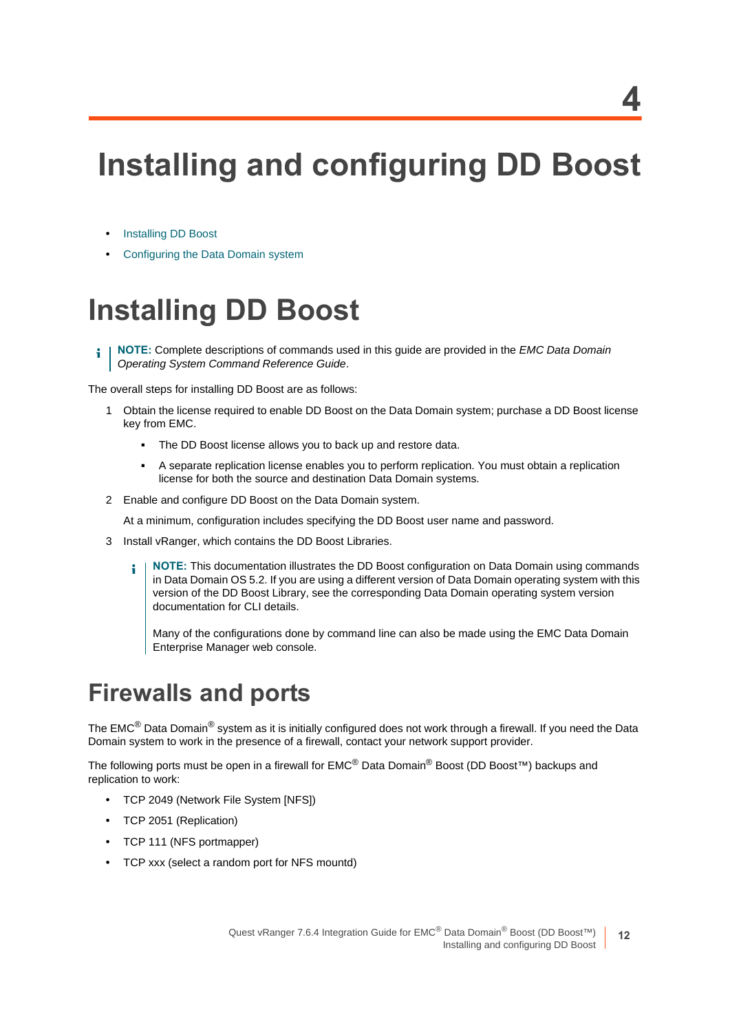# 4

# Installing and configuring DD Boost

- Installing DD Boost
- Configuring the Data Domain system

## Installing DD Boost

> **NOTE:** Complete descriptions of commands used in this guide are provided in the *EMC Data Domain Operating System Command Reference Guide*.

The overall steps for installing DD Boost are as follows:

1. Obtain the license required to enable DD Boost on the Data Domain system; purchase a DD Boost license key from EMC.
   - The DD Boost license allows you to back up and restore data.
   - A separate replication license enables you to perform replication. You must obtain a replication license for both the source and destination Data Domain systems.
2. Enable and configure DD Boost on the Data Domain system.

   At a minimum, configuration includes specifying the DD Boost user name and password.
3. Install vRanger, which contains the DD Boost Libraries.

   > **NOTE:** This documentation illustrates the DD Boost configuration on Data Domain using commands in Data Domain OS 5.2. If you are using a different version of Data Domain operating system with this version of the DD Boost Library, see the corresponding Data Domain operating system version documentation for CLI details.
   >
   > Many of the configurations done by command line can also be made using the EMC Data Domain Enterprise Manager web console.

## Firewalls and ports

The EMC® Data Domain® system as it is initially configured does not work through a firewall. If you need the Data Domain system to work in the presence of a firewall, contact your network support provider.

The following ports must be open in a firewall for EMC® Data Domain® Boost (DD Boost™) backups and replication to work:

- TCP 2049 (Network File System [NFS])
- TCP 2051 (Replication)
- TCP 111 (NFS portmapper)
- TCP xxx (select a random port for NFS mountd)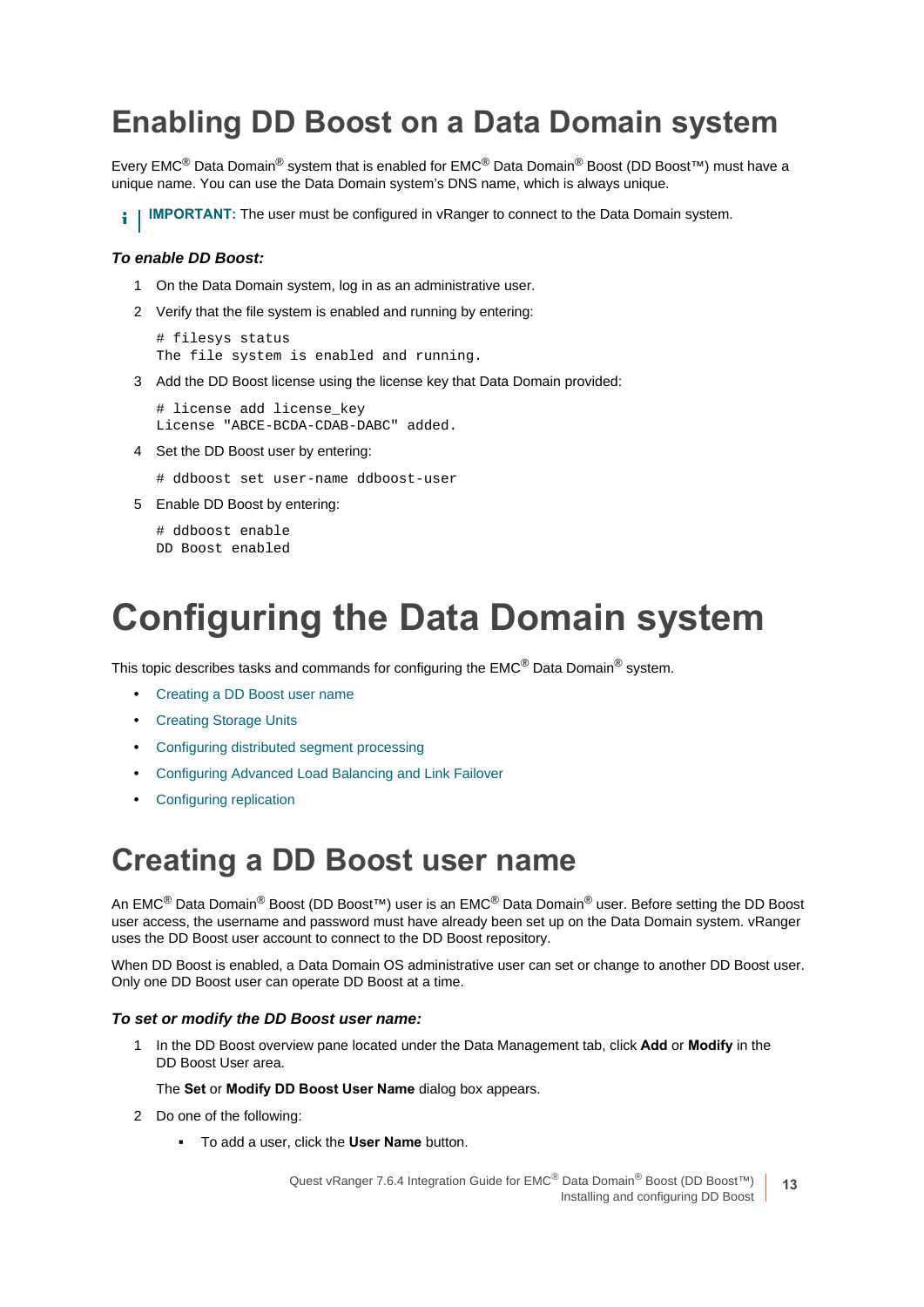# Enabling DD Boost on a Data Domain system

Every EMC® Data Domain® system that is enabled for EMC® Data Domain® Boost (DD Boost™) must have a unique name. You can use the Data Domain system's DNS name, which is always unique.

> **IMPORTANT:** The user must be configured in vRanger to connect to the Data Domain system.

***To enable DD Boost:***

1. On the Data Domain system, log in as an administrative user.
2. Verify that the file system is enabled and running by entering:
   ```
   # filesys status
   The file system is enabled and running.
   ```
3. Add the DD Boost license using the license key that Data Domain provided:
   ```
   # license add license_key
   License "ABCE-BCDA-CDAB-DABC" added.
   ```
4. Set the DD Boost user by entering:
   ```
   # ddboost set user-name ddboost-user
   ```
5. Enable DD Boost by entering:
   ```
   # ddboost enable
   DD Boost enabled
   ```

# Configuring the Data Domain system

This topic describes tasks and commands for configuring the EMC® Data Domain® system.

- Creating a DD Boost user name
- Creating Storage Units
- Configuring distributed segment processing
- Configuring Advanced Load Balancing and Link Failover
- Configuring replication

## Creating a DD Boost user name

An EMC® Data Domain® Boost (DD Boost™) user is an EMC® Data Domain® user. Before setting the DD Boost user access, the username and password must have already been set up on the Data Domain system. vRanger uses the DD Boost user account to connect to the DD Boost repository.

When DD Boost is enabled, a Data Domain OS administrative user can set or change to another DD Boost user. Only one DD Boost user can operate DD Boost at a time.

***To set or modify the DD Boost user name:***

1. In the DD Boost overview pane located under the Data Management tab, click **Add** or **Modify** in the DD Boost User area.

   The **Set** or **Modify DD Boost User Name** dialog box appears.
2. Do one of the following:
   - To add a user, click the **User Name** button.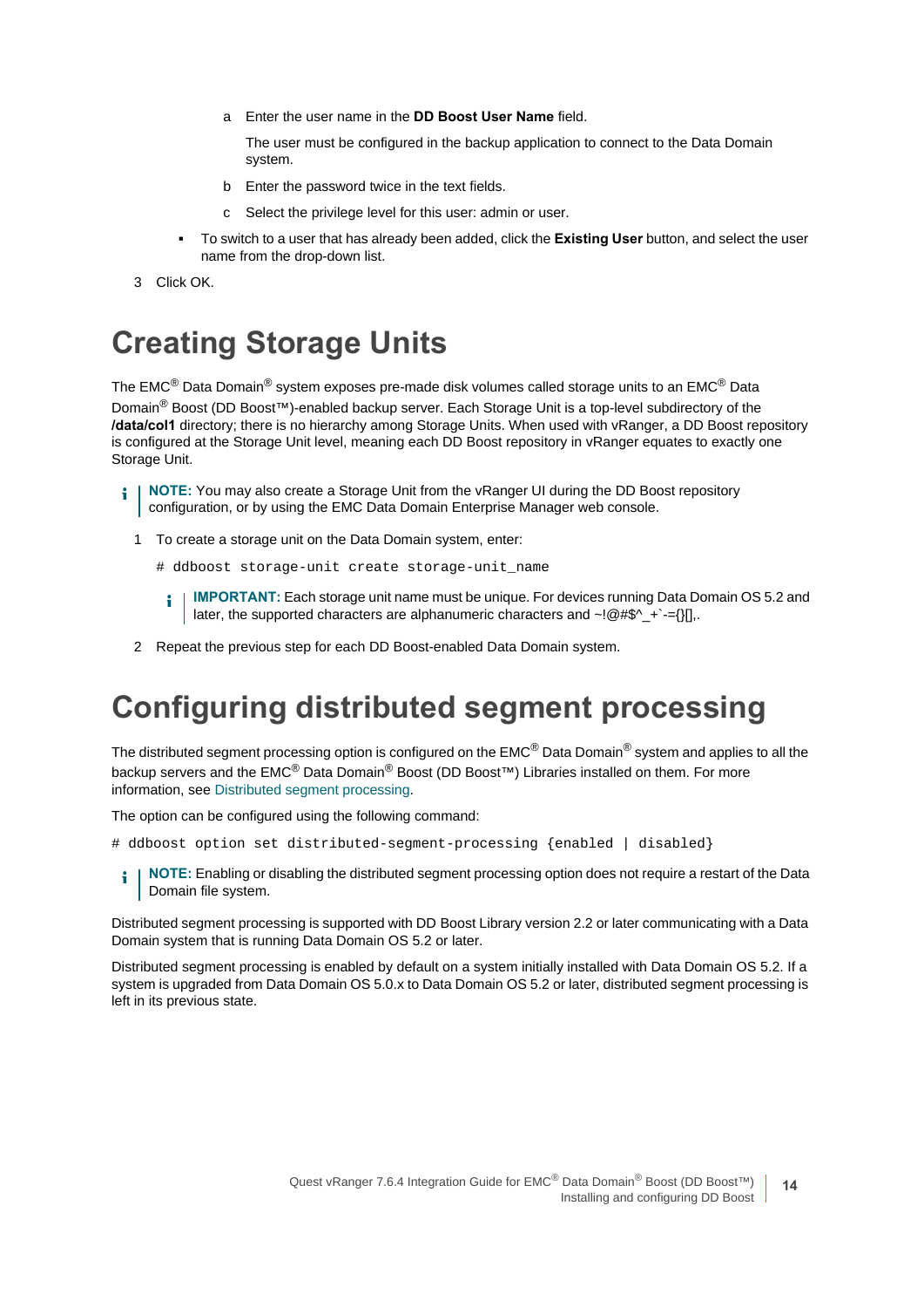a. Enter the user name in the **DD Boost User Name** field.

   The user must be configured in the backup application to connect to the Data Domain system.

b. Enter the password twice in the text fields.

c. Select the privilege level for this user: admin or user.

- To switch to a user that has already been added, click the **Existing User** button, and select the user name from the drop-down list.

3. Click OK.

# Creating Storage Units

The EMC® Data Domain® system exposes pre-made disk volumes called storage units to an EMC® Data Domain® Boost (DD Boost™)-enabled backup server. Each Storage Unit is a top-level subdirectory of the **/data/col1** directory; there is no hierarchy among Storage Units. When used with vRanger, a DD Boost repository is configured at the Storage Unit level, meaning each DD Boost repository in vRanger equates to exactly one Storage Unit.

**NOTE:** You may also create a Storage Unit from the vRanger UI during the DD Boost repository configuration, or by using the EMC Data Domain Enterprise Manager web console.

1. To create a storage unit on the Data Domain system, enter:

```
# ddboost storage-unit create storage-unit_name
```

   **IMPORTANT:** Each storage unit name must be unique. For devices running Data Domain OS 5.2 and later, the supported characters are alphanumeric characters and ~!@#$^_+`-={}[],.

2. Repeat the previous step for each DD Boost-enabled Data Domain system.

# Configuring distributed segment processing

The distributed segment processing option is configured on the EMC® Data Domain® system and applies to all the backup servers and the EMC® Data Domain® Boost (DD Boost™) Libraries installed on them. For more information, see Distributed segment processing.

The option can be configured using the following command:

```
# ddboost option set distributed-segment-processing {enabled | disabled}
```

**NOTE:** Enabling or disabling the distributed segment processing option does not require a restart of the Data Domain file system.

Distributed segment processing is supported with DD Boost Library version 2.2 or later communicating with a Data Domain system that is running Data Domain OS 5.2 or later.

Distributed segment processing is enabled by default on a system initially installed with Data Domain OS 5.2. If a system is upgraded from Data Domain OS 5.0.x to Data Domain OS 5.2 or later, distributed segment processing is left in its previous state.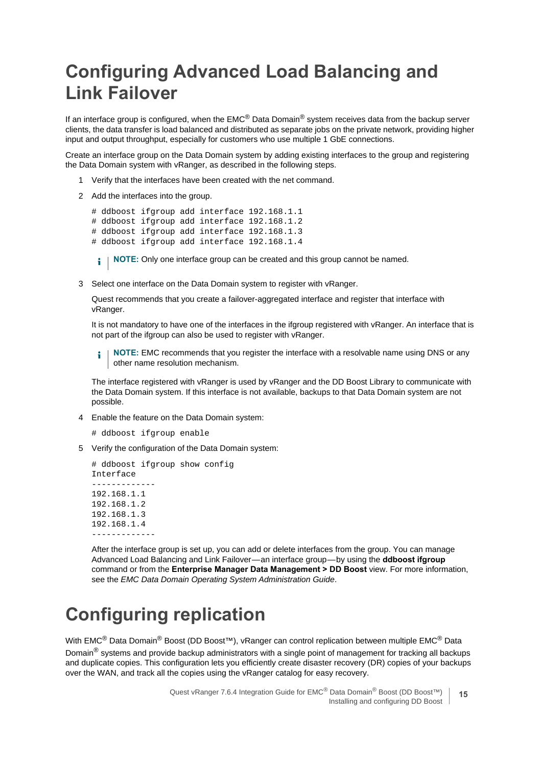# Configuring Advanced Load Balancing and Link Failover

If an interface group is configured, when the EMC® Data Domain® system receives data from the backup server clients, the data transfer is load balanced and distributed as separate jobs on the private network, providing higher input and output throughput, especially for customers who use multiple 1 GbE connections.

Create an interface group on the Data Domain system by adding existing interfaces to the group and registering the Data Domain system with vRanger, as described in the following steps.

1. Verify that the interfaces have been created with the net command.
2. Add the interfaces into the group.

   ```
   # ddboost ifgroup add interface 192.168.1.1
   # ddboost ifgroup add interface 192.168.1.2
   # ddboost ifgroup add interface 192.168.1.3
   # ddboost ifgroup add interface 192.168.1.4
   ```

   **NOTE:** Only one interface group can be created and this group cannot be named.

3. Select one interface on the Data Domain system to register with vRanger.

   Quest recommends that you create a failover-aggregated interface and register that interface with vRanger.

   It is not mandatory to have one of the interfaces in the ifgroup registered with vRanger. An interface that is not part of the ifgroup can also be used to register with vRanger.

   **NOTE:** EMC recommends that you register the interface with a resolvable name using DNS or any other name resolution mechanism.

   The interface registered with vRanger is used by vRanger and the DD Boost Library to communicate with the Data Domain system. If this interface is not available, backups to that Data Domain system are not possible.

4. Enable the feature on the Data Domain system:

   ```
   # ddboost ifgroup enable
   ```

5. Verify the configuration of the Data Domain system:

   ```
   # ddboost ifgroup show config
   Interface
   -------------
   192.168.1.1
   192.168.1.2
   192.168.1.3
   192.168.1.4
   -------------
   ```

   After the interface group is set up, you can add or delete interfaces from the group. You can manage Advanced Load Balancing and Link Failover—an interface group—by using the **ddboost ifgroup** command or from the **Enterprise Manager Data Management > DD Boost** view. For more information, see the *EMC Data Domain Operating System Administration Guide*.

# Configuring replication

With EMC® Data Domain® Boost (DD Boost™), vRanger can control replication between multiple EMC® Data Domain® systems and provide backup administrators with a single point of management for tracking all backups and duplicate copies. This configuration lets you efficiently create disaster recovery (DR) copies of your backups over the WAN, and track all the copies using the vRanger catalog for easy recovery.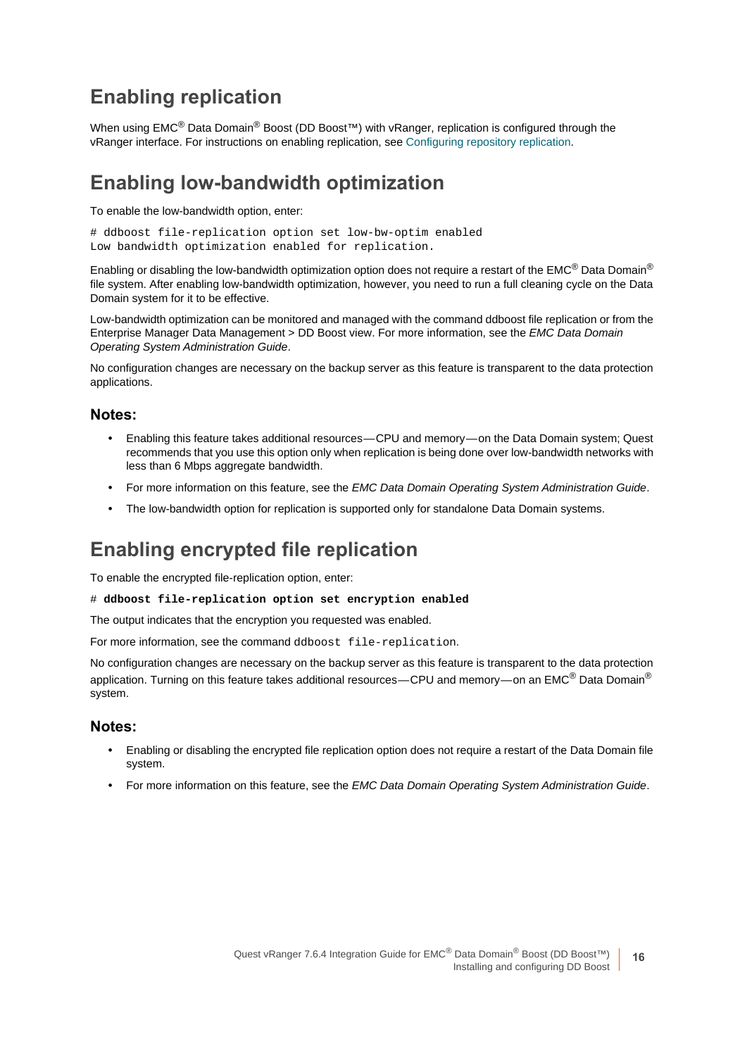## Enabling replication

When using EMC® Data Domain® Boost (DD Boost™) with vRanger, replication is configured through the vRanger interface. For instructions on enabling replication, see Configuring repository replication.

## Enabling low-bandwidth optimization

To enable the low-bandwidth option, enter:

```
# ddboost file-replication option set low-bw-optim enabled
Low bandwidth optimization enabled for replication.
```

Enabling or disabling the low-bandwidth optimization option does not require a restart of the EMC® Data Domain® file system. After enabling low-bandwidth optimization, however, you need to run a full cleaning cycle on the Data Domain system for it to be effective.

Low-bandwidth optimization can be monitored and managed with the command ddboost file replication or from the Enterprise Manager Data Management > DD Boost view. For more information, see the *EMC Data Domain Operating System Administration Guide*.

No configuration changes are necessary on the backup server as this feature is transparent to the data protection applications.

### Notes:

- Enabling this feature takes additional resources—CPU and memory—on the Data Domain system; Quest recommends that you use this option only when replication is being done over low-bandwidth networks with less than 6 Mbps aggregate bandwidth.
- For more information on this feature, see the *EMC Data Domain Operating System Administration Guide*.
- The low-bandwidth option for replication is supported only for standalone Data Domain systems.

## Enabling encrypted file replication

To enable the encrypted file-replication option, enter:

```
# ddboost file-replication option set encryption enabled
```

The output indicates that the encryption you requested was enabled.

For more information, see the command `ddboost file-replication`.

No configuration changes are necessary on the backup server as this feature is transparent to the data protection application. Turning on this feature takes additional resources—CPU and memory—on an EMC® Data Domain® system.

### Notes:

- Enabling or disabling the encrypted file replication option does not require a restart of the Data Domain file system.
- For more information on this feature, see the *EMC Data Domain Operating System Administration Guide*.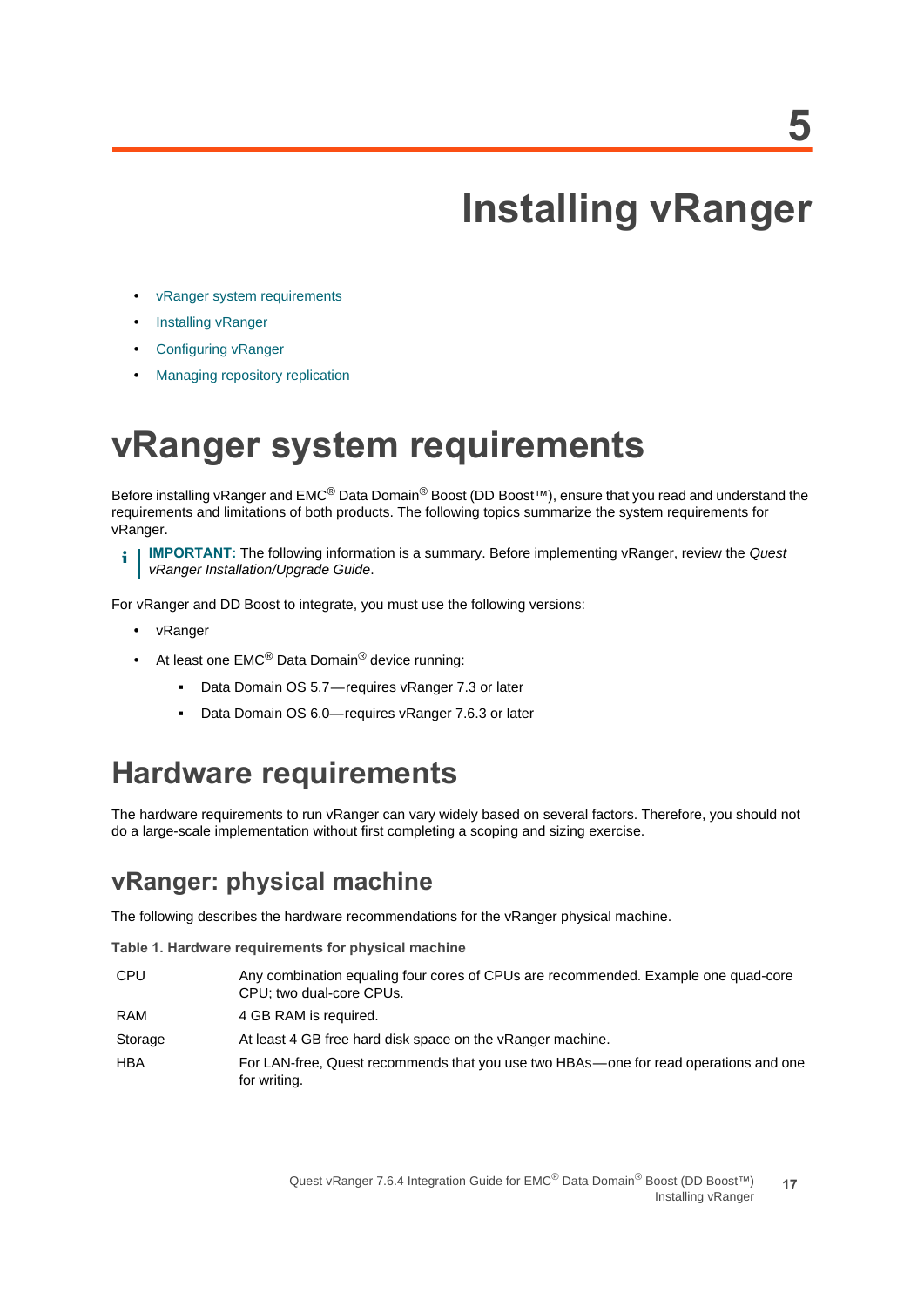# 5

# Installing vRanger

- vRanger system requirements
- Installing vRanger
- Configuring vRanger
- Managing repository replication

# vRanger system requirements

Before installing vRanger and EMC® Data Domain® Boost (DD Boost™), ensure that you read and understand the requirements and limitations of both products. The following topics summarize the system requirements for vRanger.

> **IMPORTANT:** The following information is a summary. Before implementing vRanger, review the *Quest vRanger Installation/Upgrade Guide*.

For vRanger and DD Boost to integrate, you must use the following versions:

- vRanger
- At least one EMC® Data Domain® device running:
  - Data Domain OS 5.7—requires vRanger 7.3 or later
  - Data Domain OS 6.0—requires vRanger 7.6.3 or later

## Hardware requirements

The hardware requirements to run vRanger can vary widely based on several factors. Therefore, you should not do a large-scale implementation without first completing a scoping and sizing exercise.

### vRanger: physical machine

The following describes the hardware recommendations for the vRanger physical machine.

**Table 1. Hardware requirements for physical machine**

| | |
|---|---|
| CPU | Any combination equaling four cores of CPUs are recommended. Example one quad-core CPU; two dual-core CPUs. |
| RAM | 4 GB RAM is required. |
| Storage | At least 4 GB free hard disk space on the vRanger machine. |
| HBA | For LAN-free, Quest recommends that you use two HBAs—one for read operations and one for writing. |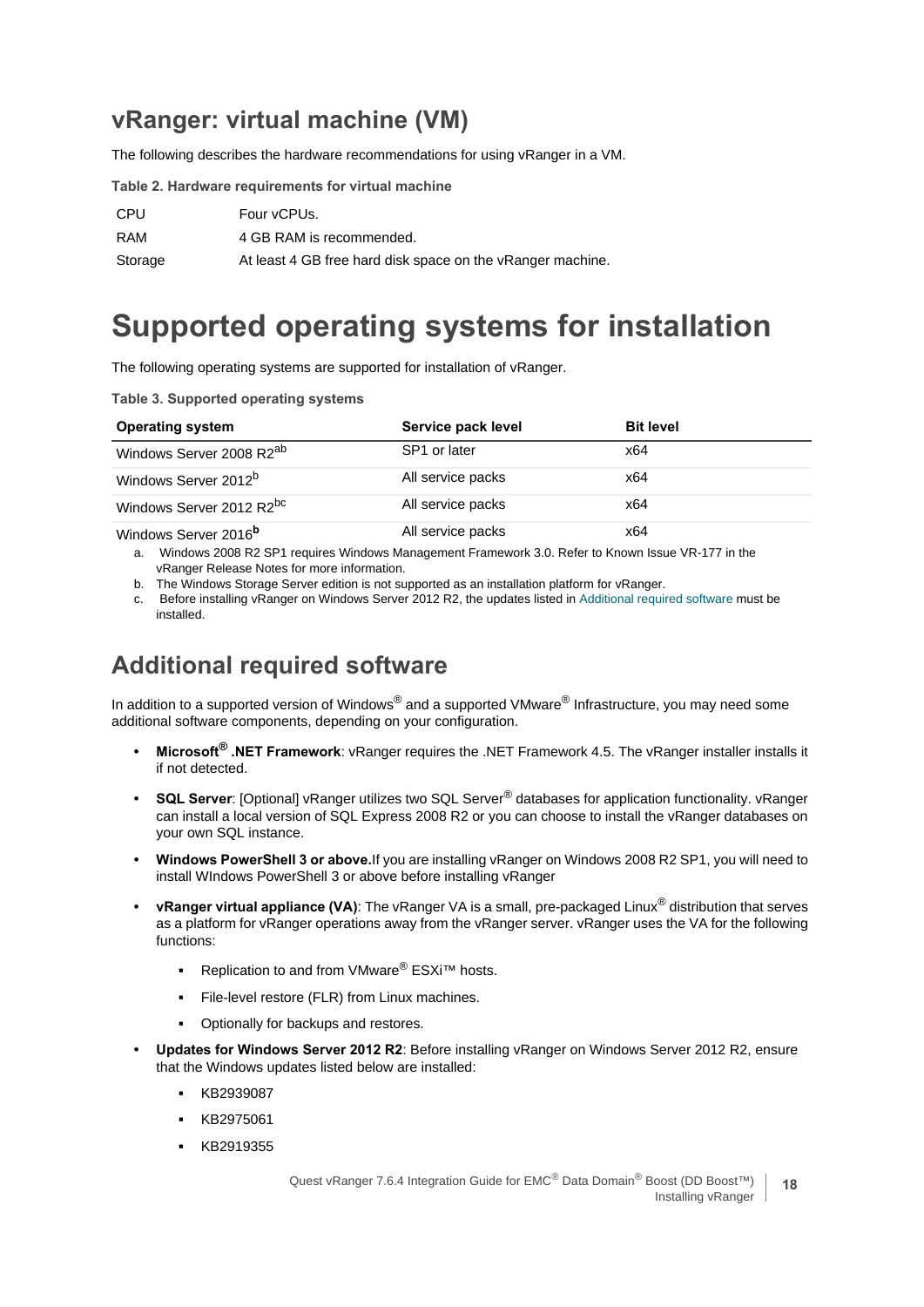## vRanger: virtual machine (VM)

The following describes the hardware recommendations for using vRanger in a VM.

**Table 2. Hardware requirements for virtual machine**

| | |
|---|---|
| CPU | Four vCPUs. |
| RAM | 4 GB RAM is recommended. |
| Storage | At least 4 GB free hard disk space on the vRanger machine. |

# Supported operating systems for installation

The following operating systems are supported for installation of vRanger.

**Table 3. Supported operating systems**

| Operating system | Service pack level | Bit level |
|---|---|---|
| Windows Server 2008 R2[ab] | SP1 or later | x64 |
| Windows Server 2012[b] | All service packs | x64 |
| Windows Server 2012 R2[bc] | All service packs | x64 |
| Windows Server 2016[b] | All service packs | x64 |

a. Windows 2008 R2 SP1 requires Windows Management Framework 3.0. Refer to Known Issue VR-177 in the vRanger Release Notes for more information.

b. The Windows Storage Server edition is not supported as an installation platform for vRanger.

c. Before installing vRanger on Windows Server 2012 R2, the updates listed in Additional required software must be installed.

## Additional required software

In addition to a supported version of Windows® and a supported VMware® Infrastructure, you may need some additional software components, depending on your configuration.

- **Microsoft® .NET Framework**: vRanger requires the .NET Framework 4.5. The vRanger installer installs it if not detected.
- **SQL Server**: [Optional] vRanger utilizes two SQL Server® databases for application functionality. vRanger can install a local version of SQL Express 2008 R2 or you can choose to install the vRanger databases on your own SQL instance.
- **Windows PowerShell 3 or above.**If you are installing vRanger on Windows 2008 R2 SP1, you will need to install WIndows PowerShell 3 or above before installing vRanger
- **vRanger virtual appliance (VA)**: The vRanger VA is a small, pre-packaged Linux® distribution that serves as a platform for vRanger operations away from the vRanger server. vRanger uses the VA for the following functions:
  - Replication to and from VMware® ESXi™ hosts.
  - File-level restore (FLR) from Linux machines.
  - Optionally for backups and restores.
- **Updates for Windows Server 2012 R2**: Before installing vRanger on Windows Server 2012 R2, ensure that the Windows updates listed below are installed:
  - KB2939087
  - KB2975061
  - KB2919355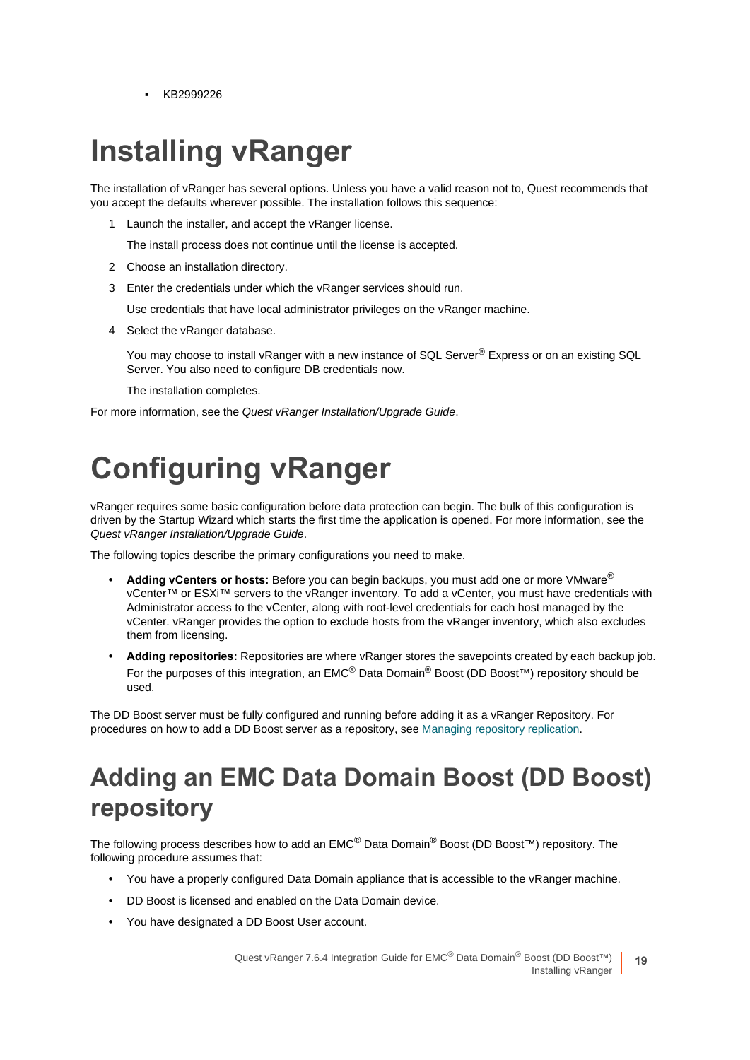- KB2999226

# Installing vRanger

The installation of vRanger has several options. Unless you have a valid reason not to, Quest recommends that you accept the defaults wherever possible. The installation follows this sequence:

1. Launch the installer, and accept the vRanger license.

   The install process does not continue until the license is accepted.

2. Choose an installation directory.

3. Enter the credentials under which the vRanger services should run.

   Use credentials that have local administrator privileges on the vRanger machine.

4. Select the vRanger database.

   You may choose to install vRanger with a new instance of SQL Server® Express or on an existing SQL Server. You also need to configure DB credentials now.

   The installation completes.

For more information, see the *Quest vRanger Installation/Upgrade Guide*.

# Configuring vRanger

vRanger requires some basic configuration before data protection can begin. The bulk of this configuration is driven by the Startup Wizard which starts the first time the application is opened. For more information, see the *Quest vRanger Installation/Upgrade Guide*.

The following topics describe the primary configurations you need to make.

- **Adding vCenters or hosts:** Before you can begin backups, you must add one or more VMware® vCenter™ or ESXi™ servers to the vRanger inventory. To add a vCenter, you must have credentials with Administrator access to the vCenter, along with root-level credentials for each host managed by the vCenter. vRanger provides the option to exclude hosts from the vRanger inventory, which also excludes them from licensing.
- **Adding repositories:** Repositories are where vRanger stores the savepoints created by each backup job. For the purposes of this integration, an EMC® Data Domain® Boost (DD Boost™) repository should be used.

The DD Boost server must be fully configured and running before adding it as a vRanger Repository. For procedures on how to add a DD Boost server as a repository, see Managing repository replication.

## Adding an EMC Data Domain Boost (DD Boost) repository

The following process describes how to add an EMC® Data Domain® Boost (DD Boost™) repository. The following procedure assumes that:

- You have a properly configured Data Domain appliance that is accessible to the vRanger machine.
- DD Boost is licensed and enabled on the Data Domain device.
- You have designated a DD Boost User account.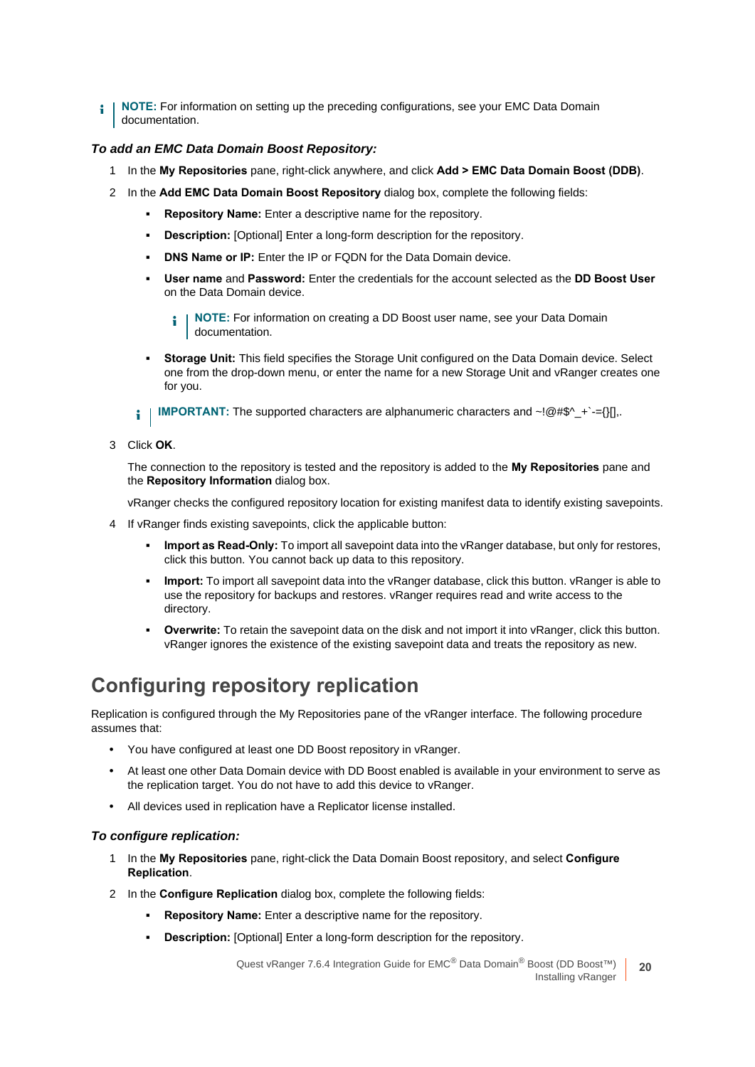> **NOTE:** For information on setting up the preceding configurations, see your EMC Data Domain documentation.

***To add an EMC Data Domain Boost Repository:***

1. In the **My Repositories** pane, right-click anywhere, and click **Add > EMC Data Domain Boost (DDB)**.
2. In the **Add EMC Data Domain Boost Repository** dialog box, complete the following fields:
   - **Repository Name:** Enter a descriptive name for the repository.
   - **Description:** [Optional] Enter a long-form description for the repository.
   - **DNS Name or IP:** Enter the IP or FQDN for the Data Domain device.
   - **User name** and **Password:** Enter the credentials for the account selected as the **DD Boost User** on the Data Domain device.

     > **NOTE:** For information on creating a DD Boost user name, see your Data Domain documentation.

   - **Storage Unit:** This field specifies the Storage Unit configured on the Data Domain device. Select one from the drop-down menu, or enter the name for a new Storage Unit and vRanger creates one for you.

   > **IMPORTANT:** The supported characters are alphanumeric characters and ~!@#$^_+`-={}[],.

3. Click **OK**.

   The connection to the repository is tested and the repository is added to the **My Repositories** pane and the **Repository Information** dialog box.

   vRanger checks the configured repository location for existing manifest data to identify existing savepoints.

4. If vRanger finds existing savepoints, click the applicable button:
   - **Import as Read-Only:** To import all savepoint data into the vRanger database, but only for restores, click this button. You cannot back up data to this repository.
   - **Import:** To import all savepoint data into the vRanger database, click this button. vRanger is able to use the repository for backups and restores. vRanger requires read and write access to the directory.
   - **Overwrite:** To retain the savepoint data on the disk and not import it into vRanger, click this button. vRanger ignores the existence of the existing savepoint data and treats the repository as new.

## Configuring repository replication

Replication is configured through the My Repositories pane of the vRanger interface. The following procedure assumes that:

- You have configured at least one DD Boost repository in vRanger.
- At least one other Data Domain device with DD Boost enabled is available in your environment to serve as the replication target. You do not have to add this device to vRanger.
- All devices used in replication have a Replicator license installed.

***To configure replication:***

1. In the **My Repositories** pane, right-click the Data Domain Boost repository, and select **Configure Replication**.
2. In the **Configure Replication** dialog box, complete the following fields:
   - **Repository Name:** Enter a descriptive name for the repository.
   - **Description:** [Optional] Enter a long-form description for the repository.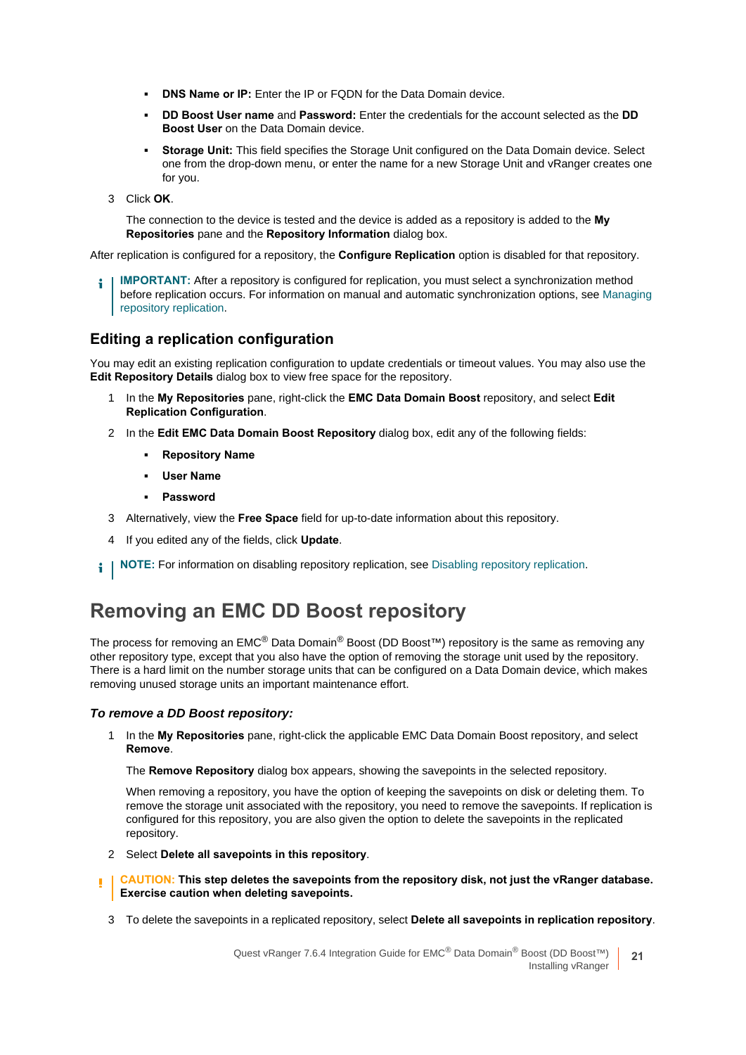- **DNS Name or IP:** Enter the IP or FQDN for the Data Domain device.
- **DD Boost User name** and **Password:** Enter the credentials for the account selected as the **DD Boost User** on the Data Domain device.
- **Storage Unit:** This field specifies the Storage Unit configured on the Data Domain device. Select one from the drop-down menu, or enter the name for a new Storage Unit and vRanger creates one for you.

3 Click **OK**.

The connection to the device is tested and the device is added as a repository is added to the **My Repositories** pane and the **Repository Information** dialog box.

After replication is configured for a repository, the **Configure Replication** option is disabled for that repository.

> **IMPORTANT:** After a repository is configured for replication, you must select a synchronization method before replication occurs. For information on manual and automatic synchronization options, see Managing repository replication.

## Editing a replication configuration

You may edit an existing replication configuration to update credentials or timeout values. You may also use the **Edit Repository Details** dialog box to view free space for the repository.

1. In the **My Repositories** pane, right-click the **EMC Data Domain Boost** repository, and select **Edit Replication Configuration**.
2. In the **Edit EMC Data Domain Boost Repository** dialog box, edit any of the following fields:
   - **Repository Name**
   - **User Name**
   - **Password**
3. Alternatively, view the **Free Space** field for up-to-date information about this repository.
4. If you edited any of the fields, click **Update**.

> **NOTE:** For information on disabling repository replication, see Disabling repository replication.

# Removing an EMC DD Boost repository

The process for removing an EMC® Data Domain® Boost (DD Boost™) repository is the same as removing any other repository type, except that you also have the option of removing the storage unit used by the repository. There is a hard limit on the number storage units that can be configured on a Data Domain device, which makes removing unused storage units an important maintenance effort.

### *To remove a DD Boost repository:*

1. In the **My Repositories** pane, right-click the applicable EMC Data Domain Boost repository, and select **Remove**.

   The **Remove Repository** dialog box appears, showing the savepoints in the selected repository.

   When removing a repository, you have the option of keeping the savepoints on disk or deleting them. To remove the storage unit associated with the repository, you need to remove the savepoints. If replication is configured for this repository, you are also given the option to delete the savepoints in the replicated repository.

2. Select **Delete all savepoints in this repository**.

> **CAUTION: This step deletes the savepoints from the repository disk, not just the vRanger database. Exercise caution when deleting savepoints.**

3. To delete the savepoints in a replicated repository, select **Delete all savepoints in replication repository**.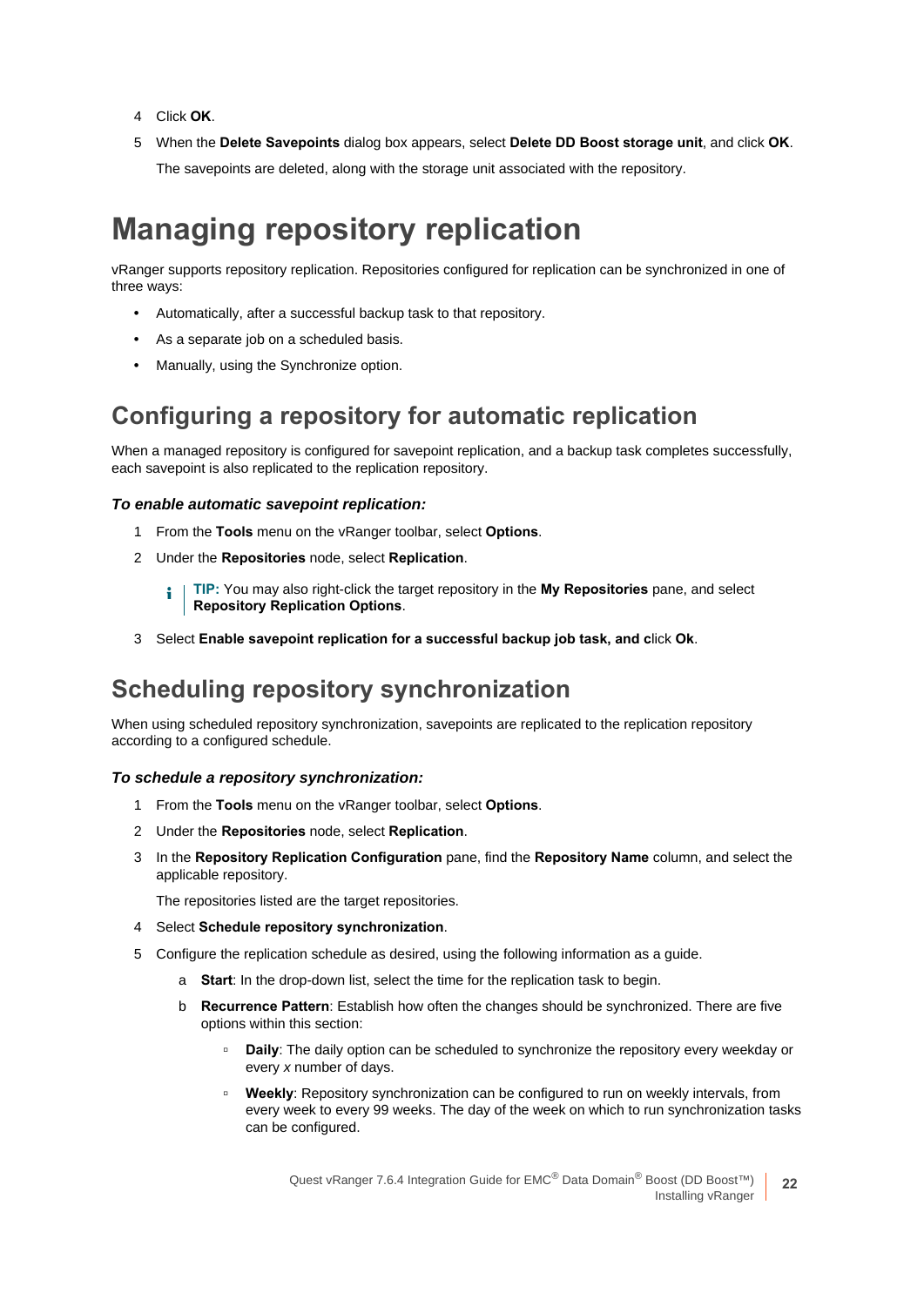4 Click **OK**.

5 When the **Delete Savepoints** dialog box appears, select **Delete DD Boost storage unit**, and click **OK**.

   The savepoints are deleted, along with the storage unit associated with the repository.

# Managing repository replication

vRanger supports repository replication. Repositories configured for replication can be synchronized in one of three ways:

- Automatically, after a successful backup task to that repository.
- As a separate job on a scheduled basis.
- Manually, using the Synchronize option.

## Configuring a repository for automatic replication

When a managed repository is configured for savepoint replication, and a backup task completes successfully, each savepoint is also replicated to the replication repository.

***To enable automatic savepoint replication:***

1 From the **Tools** menu on the vRanger toolbar, select **Options**.

2 Under the **Repositories** node, select **Replication**.

   **TIP:** You may also right-click the target repository in the **My Repositories** pane, and select **Repository Replication Options**.

3 Select **Enable savepoint replication for a successful backup job task, and c**lick **Ok**.

## Scheduling repository synchronization

When using scheduled repository synchronization, savepoints are replicated to the replication repository according to a configured schedule.

***To schedule a repository synchronization:***

1 From the **Tools** menu on the vRanger toolbar, select **Options**.

2 Under the **Repositories** node, select **Replication**.

3 In the **Repository Replication Configuration** pane, find the **Repository Name** column, and select the applicable repository.

   The repositories listed are the target repositories.

4 Select **Schedule repository synchronization**.

5 Configure the replication schedule as desired, using the following information as a guide.

   a **Start**: In the drop-down list, select the time for the replication task to begin.

   b **Recurrence Pattern**: Establish how often the changes should be synchronized. There are five options within this section:

      - **Daily**: The daily option can be scheduled to synchronize the repository every weekday or every *x* number of days.
      - **Weekly**: Repository synchronization can be configured to run on weekly intervals, from every week to every 99 weeks. The day of the week on which to run synchronization tasks can be configured.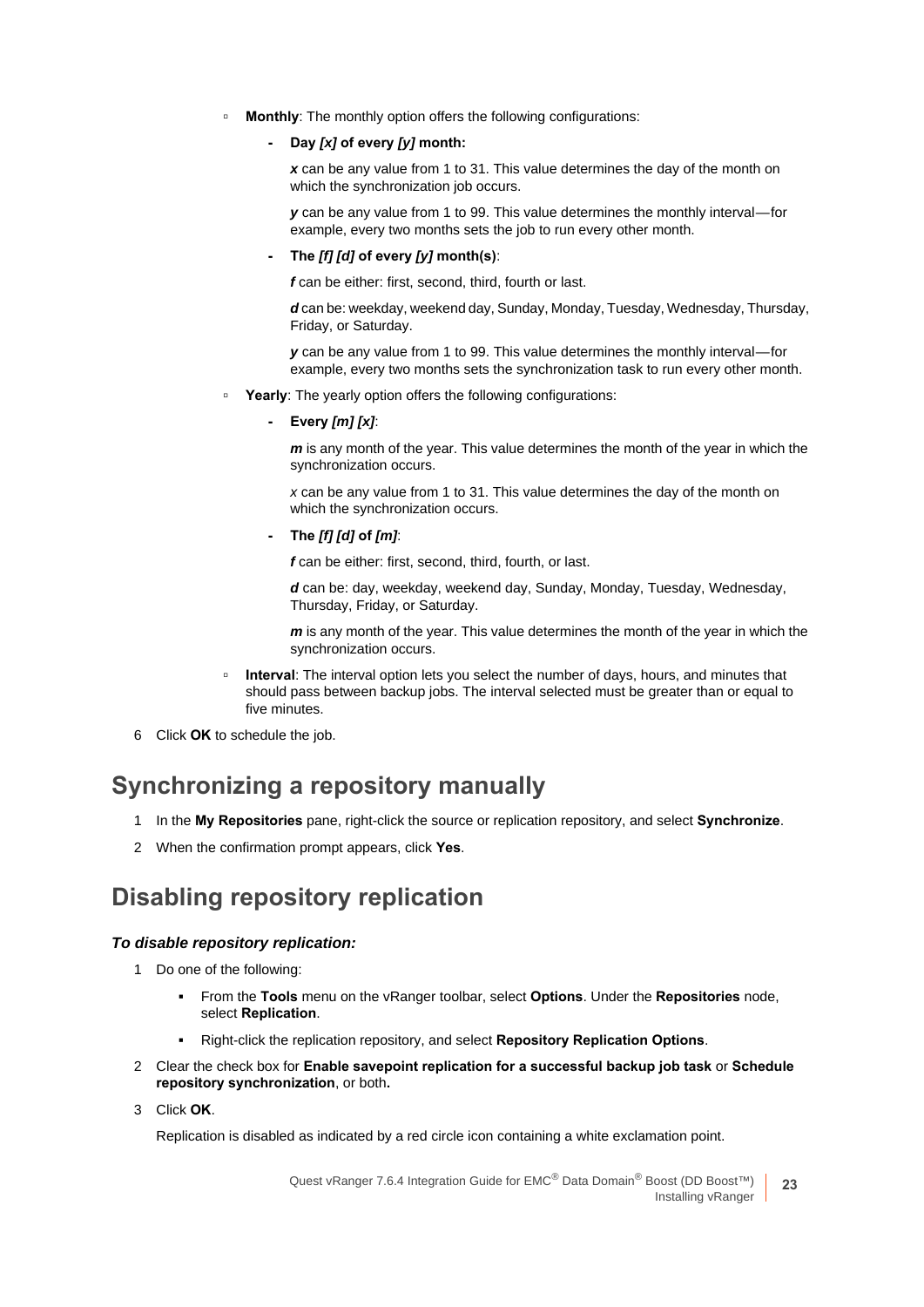- **Monthly**: The monthly option offers the following configurations:
  - **Day *[x]* of every *[y]* month:**

    ***x*** can be any value from 1 to 31. This value determines the day of the month on which the synchronization job occurs.

    ***y*** can be any value from 1 to 99. This value determines the monthly interval—for example, every two months sets the job to run every other month.

  - **The *[f] [d]* of every *[y]* month(s)**:

    ***f*** can be either: first, second, third, fourth or last.

    ***d*** can be: weekday, weekend day, Sunday, Monday, Tuesday, Wednesday, Thursday, Friday, or Saturday.

    ***y*** can be any value from 1 to 99. This value determines the monthly interval—for example, every two months sets the synchronization task to run every other month.

- **Yearly**: The yearly option offers the following configurations:
  - **Every *[m] [x]***:

    ***m*** is any month of the year. This value determines the month of the year in which the synchronization occurs.

    *x* can be any value from 1 to 31. This value determines the day of the month on which the synchronization occurs.

  - **The *[f] [d]* of *[m]***:

    ***f*** can be either: first, second, third, fourth, or last.

    ***d*** can be: day, weekday, weekend day, Sunday, Monday, Tuesday, Wednesday, Thursday, Friday, or Saturday.

    ***m*** is any month of the year. This value determines the month of the year in which the synchronization occurs.

- **Interval**: The interval option lets you select the number of days, hours, and minutes that should pass between backup jobs. The interval selected must be greater than or equal to five minutes.

6 Click **OK** to schedule the job.

## Synchronizing a repository manually

1 In the **My Repositories** pane, right-click the source or replication repository, and select **Synchronize**.

2 When the confirmation prompt appears, click **Yes**.

## Disabling repository replication

***To disable repository replication:***

1 Do one of the following:

- From the **Tools** menu on the vRanger toolbar, select **Options**. Under the **Repositories** node, select **Replication**.
- Right-click the replication repository, and select **Repository Replication Options**.

2 Clear the check box for **Enable savepoint replication for a successful backup job task** or **Schedule repository synchronization**, or both**.**

3 Click **OK**.

Replication is disabled as indicated by a red circle icon containing a white exclamation point.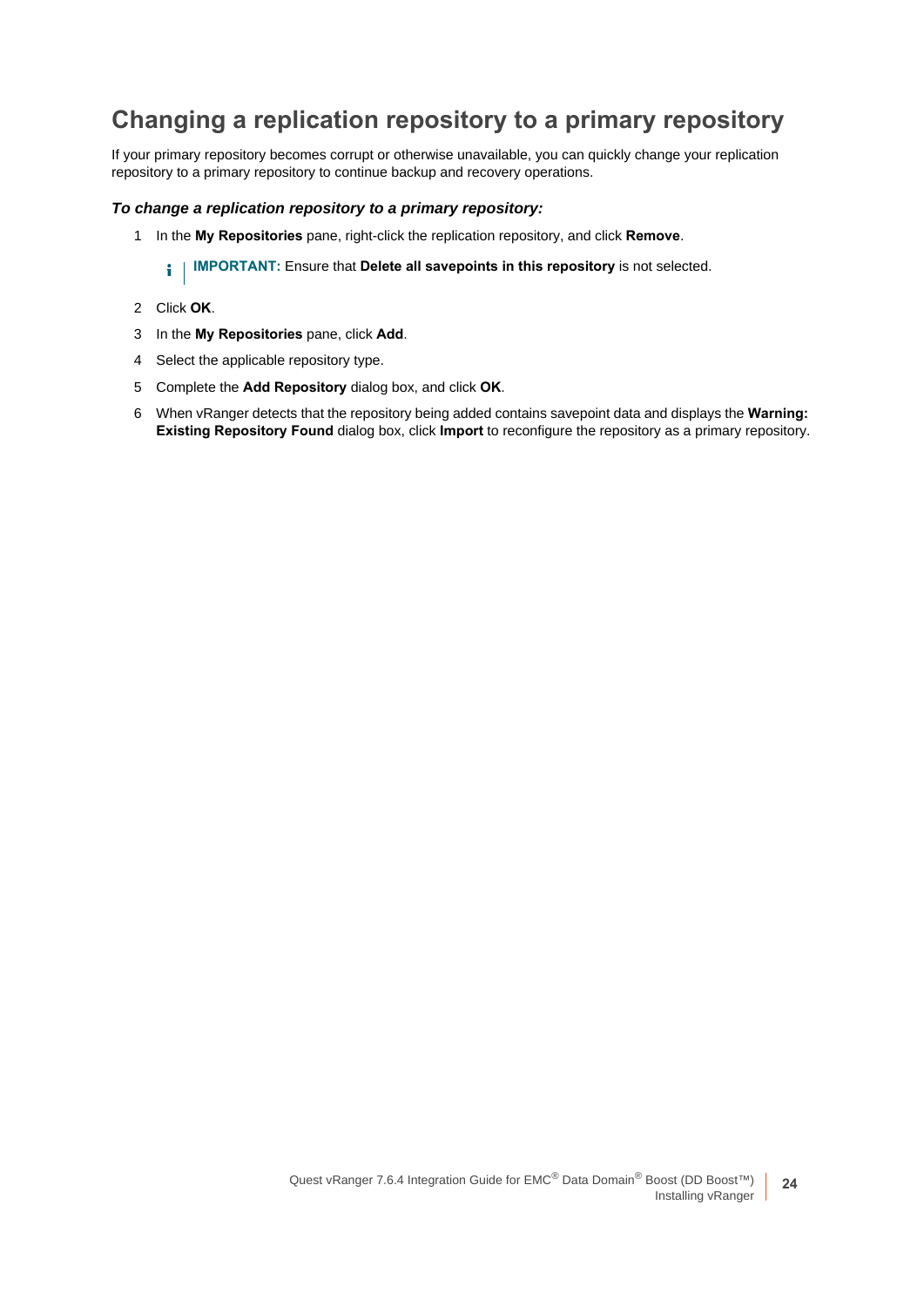## Changing a replication repository to a primary repository

If your primary repository becomes corrupt or otherwise unavailable, you can quickly change your replication repository to a primary repository to continue backup and recovery operations.

***To change a replication repository to a primary repository:***

1. In the **My Repositories** pane, right-click the replication repository, and click **Remove**.

   > **IMPORTANT:** Ensure that **Delete all savepoints in this repository** is not selected.

2. Click **OK**.
3. In the **My Repositories** pane, click **Add**.
4. Select the applicable repository type.
5. Complete the **Add Repository** dialog box, and click **OK**.
6. When vRanger detects that the repository being added contains savepoint data and displays the **Warning: Existing Repository Found** dialog box, click **Import** to reconfigure the repository as a primary repository.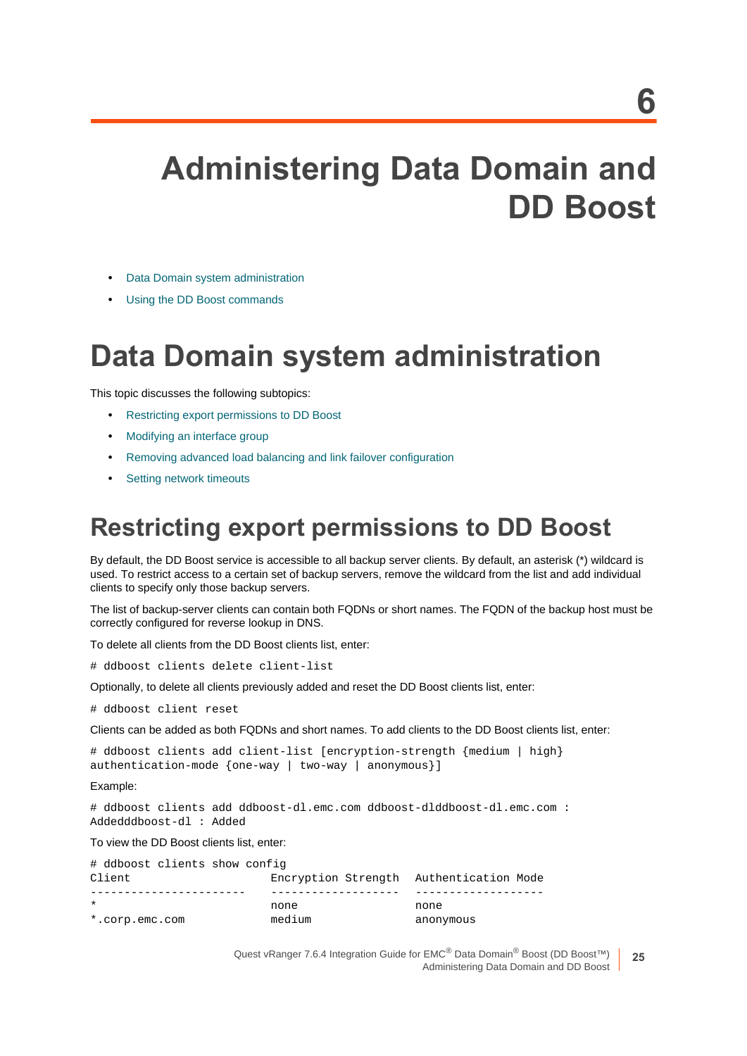# 6

# Administering Data Domain and DD Boost

- Data Domain system administration
- Using the DD Boost commands

# Data Domain system administration

This topic discusses the following subtopics:

- Restricting export permissions to DD Boost
- Modifying an interface group
- Removing advanced load balancing and link failover configuration
- Setting network timeouts

## Restricting export permissions to DD Boost

By default, the DD Boost service is accessible to all backup server clients. By default, an asterisk (*) wildcard is used. To restrict access to a certain set of backup servers, remove the wildcard from the list and add individual clients to specify only those backup servers.

The list of backup-server clients can contain both FQDNs or short names. The FQDN of the backup host must be correctly configured for reverse lookup in DNS.

To delete all clients from the DD Boost clients list, enter:

```
# ddboost clients delete client-list
```

Optionally, to delete all clients previously added and reset the DD Boost clients list, enter:

```
# ddboost client reset
```

Clients can be added as both FQDNs and short names. To add clients to the DD Boost clients list, enter:

```
# ddboost clients add client-list [encryption-strength {medium | high}
authentication-mode {one-way | two-way | anonymous}]
```

Example:

```
# ddboost clients add ddboost-dl.emc.com ddboost-dlddboost-dl.emc.com :
Addedddboost-dl : Added
```

To view the DD Boost clients list, enter:

```
# ddboost clients show config
Client                    Encryption Strength   Authentication Mode
-----------------------   -------------------   -------------------
*                         none                  none
*.corp.emc.com            medium                anonymous
```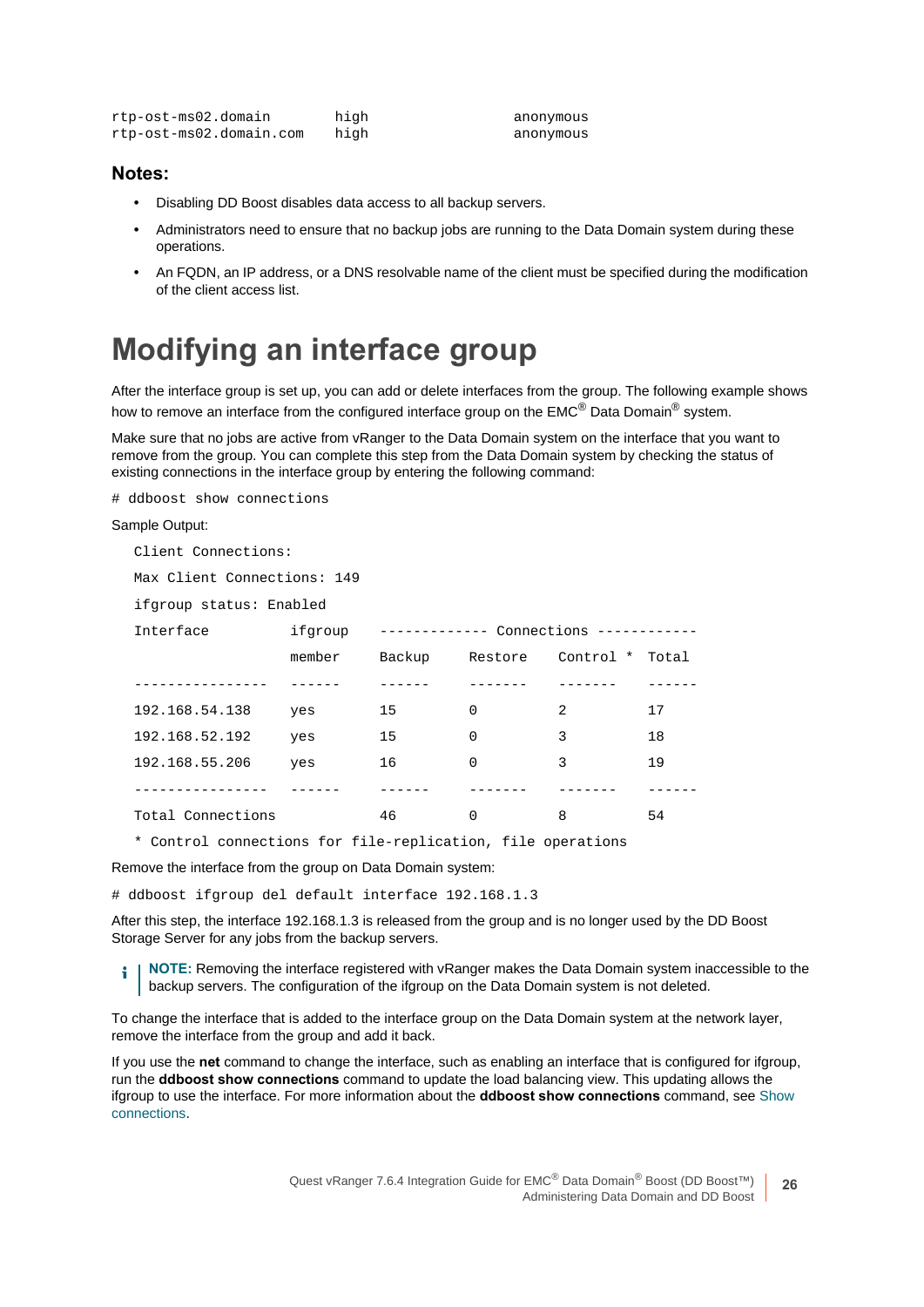```
rtp-ost-ms02.domain       high                anonymous
rtp-ost-ms02.domain.com   high                anonymous
```

**Notes:**

- Disabling DD Boost disables data access to all backup servers.
- Administrators need to ensure that no backup jobs are running to the Data Domain system during these operations.
- An FQDN, an IP address, or a DNS resolvable name of the client must be specified during the modification of the client access list.

# Modifying an interface group

After the interface group is set up, you can add or delete interfaces from the group. The following example shows how to remove an interface from the configured interface group on the EMC® Data Domain® system.

Make sure that no jobs are active from vRanger to the Data Domain system on the interface that you want to remove from the group. You can complete this step from the Data Domain system by checking the status of existing connections in the interface group by entering the following command:

```
# ddboost show connections
```

Sample Output:

```
Client Connections:

Max Client Connections: 149

ifgroup status: Enabled

Interface         ifgroup   ------------- Connections ------------

                  member    Backup    Restore    Control *  Total

----------------  ------    ------    -------    -------    ------

192.168.54.138    yes       15        0          2          17

192.168.52.192    yes       15        0          3          18

192.168.55.206    yes       16        0          3          19

----------------  ------    ------    -------    -------    ------

Total Connections           46        0          8          54

* Control connections for file-replication, file operations
```

Remove the interface from the group on Data Domain system:

```
# ddboost ifgroup del default interface 192.168.1.3
```

After this step, the interface 192.168.1.3 is released from the group and is no longer used by the DD Boost Storage Server for any jobs from the backup servers.

**NOTE:** Removing the interface registered with vRanger makes the Data Domain system inaccessible to the backup servers. The configuration of the ifgroup on the Data Domain system is not deleted.

To change the interface that is added to the interface group on the Data Domain system at the network layer, remove the interface from the group and add it back.

If you use the **net** command to change the interface, such as enabling an interface that is configured for ifgroup, run the **ddboost show connections** command to update the load balancing view. This updating allows the ifgroup to use the interface. For more information about the **ddboost show connections** command, see Show connections.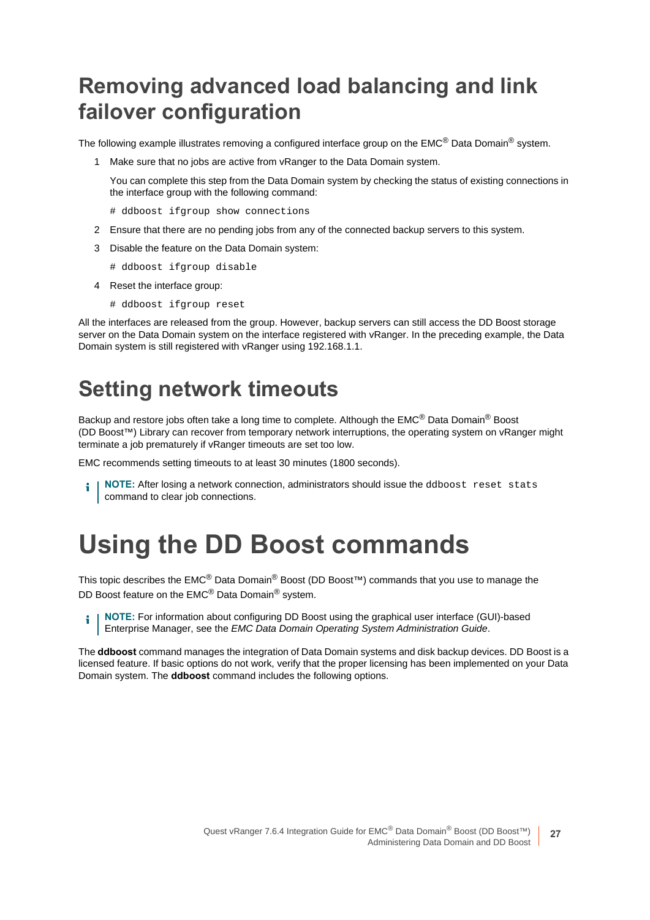## Removing advanced load balancing and link failover configuration

The following example illustrates removing a configured interface group on the EMC® Data Domain® system.

1. Make sure that no jobs are active from vRanger to the Data Domain system.

   You can complete this step from the Data Domain system by checking the status of existing connections in the interface group with the following command:

   ```
   # ddboost ifgroup show connections
   ```

2. Ensure that there are no pending jobs from any of the connected backup servers to this system.
3. Disable the feature on the Data Domain system:

   ```
   # ddboost ifgroup disable
   ```

4. Reset the interface group:

   ```
   # ddboost ifgroup reset
   ```

All the interfaces are released from the group. However, backup servers can still access the DD Boost storage server on the Data Domain system on the interface registered with vRanger. In the preceding example, the Data Domain system is still registered with vRanger using 192.168.1.1.

## Setting network timeouts

Backup and restore jobs often take a long time to complete. Although the EMC® Data Domain® Boost (DD Boost™) Library can recover from temporary network interruptions, the operating system on vRanger might terminate a job prematurely if vRanger timeouts are set too low.

EMC recommends setting timeouts to at least 30 minutes (1800 seconds).

> **NOTE:** After losing a network connection, administrators should issue the `ddboost reset stats` command to clear job connections.

# Using the DD Boost commands

This topic describes the EMC® Data Domain® Boost (DD Boost™) commands that you use to manage the DD Boost feature on the EMC® Data Domain® system.

> **NOTE:** For information about configuring DD Boost using the graphical user interface (GUI)-based Enterprise Manager, see the *EMC Data Domain Operating System Administration Guide*.

The **ddboost** command manages the integration of Data Domain systems and disk backup devices. DD Boost is a licensed feature. If basic options do not work, verify that the proper licensing has been implemented on your Data Domain system. The **ddboost** command includes the following options.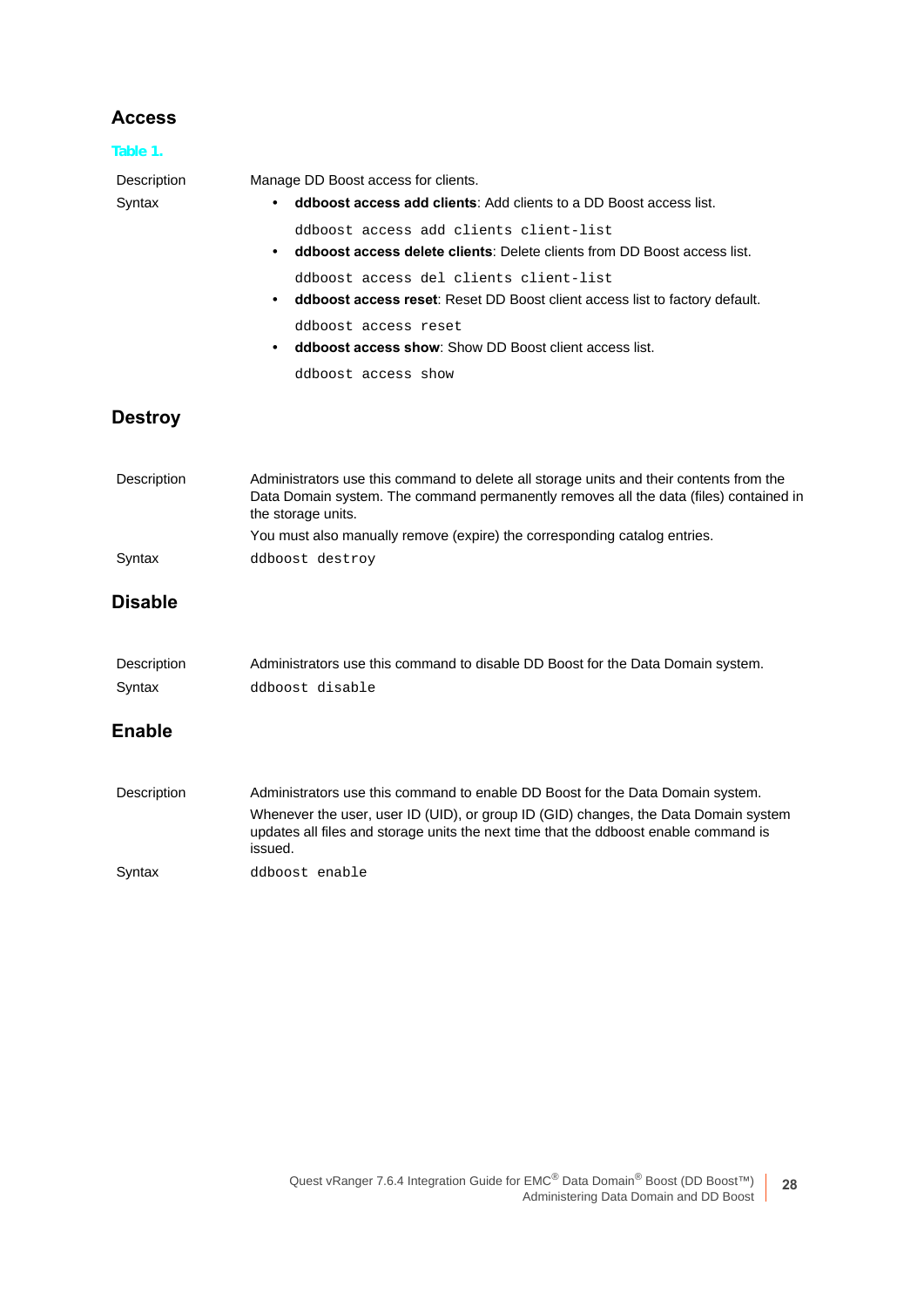## Access

**Table 1.**

| | |
|---|---|
| Description | Manage DD Boost access for clients. |
| Syntax | • **ddboost access add clients**: Add clients to a DD Boost access list.<br>`ddboost access add clients client-list`<br>• **ddboost access delete clients**: Delete clients from DD Boost access list.<br>`ddboost access del clients client-list`<br>• **ddboost access reset**: Reset DD Boost client access list to factory default.<br>`ddboost access reset`<br>• **ddboost access show**: Show DD Boost client access list.<br>`ddboost access show` |

## Destroy

| | |
|---|---|
| Description | Administrators use this command to delete all storage units and their contents from the Data Domain system. The command permanently removes all the data (files) contained in the storage units.<br>You must also manually remove (expire) the corresponding catalog entries. |
| Syntax | `ddboost destroy` |

## Disable

| | |
|---|---|
| Description | Administrators use this command to disable DD Boost for the Data Domain system. |
| Syntax | `ddboost disable` |

## Enable

| | |
|---|---|
| Description | Administrators use this command to enable DD Boost for the Data Domain system.<br>Whenever the user, user ID (UID), or group ID (GID) changes, the Data Domain system updates all files and storage units the next time that the ddboost enable command is issued. |
| Syntax | `ddboost enable` |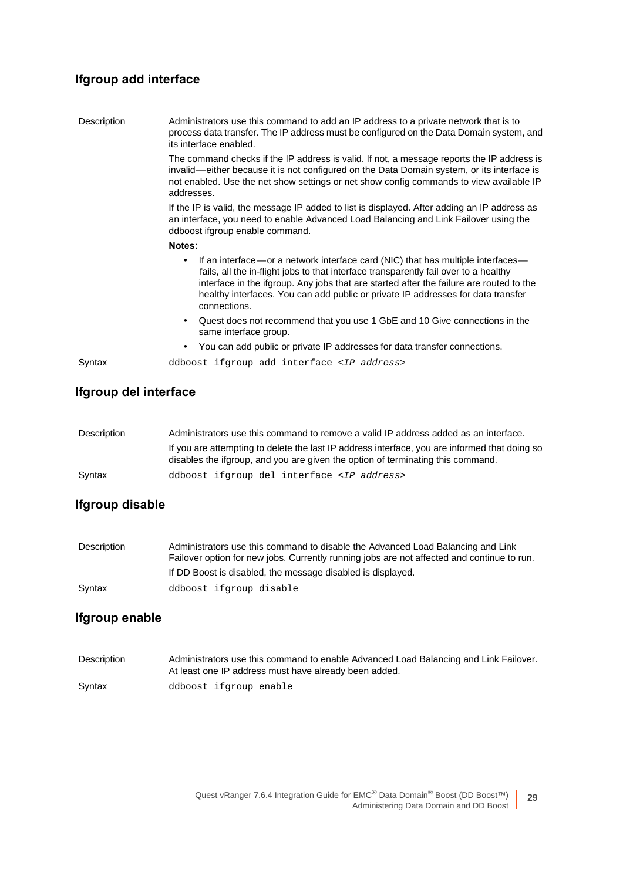## Ifgroup add interface

Description

Administrators use this command to add an IP address to a private network that is to process data transfer. The IP address must be configured on the Data Domain system, and its interface enabled.

The command checks if the IP address is valid. If not, a message reports the IP address is invalid—either because it is not configured on the Data Domain system, or its interface is not enabled. Use the net show settings or net show config commands to view available IP addresses.

If the IP is valid, the message IP added to list is displayed. After adding an IP address as an interface, you need to enable Advanced Load Balancing and Link Failover using the ddboost ifgroup enable command.

**Notes:**

- If an interface—or a network interface card (NIC) that has multiple interfaces—fails, all the in-flight jobs to that interface transparently fail over to a healthy interface in the ifgroup. Any jobs that are started after the failure are routed to the healthy interfaces. You can add public or private IP addresses for data transfer connections.
- Quest does not recommend that you use 1 GbE and 10 Give connections in the same interface group.
- You can add public or private IP addresses for data transfer connections.

Syntax

```
ddboost ifgroup add interface <IP address>
```

## Ifgroup del interface

Description

Administrators use this command to remove a valid IP address added as an interface.

If you are attempting to delete the last IP address interface, you are informed that doing so disables the ifgroup, and you are given the option of terminating this command.

Syntax

```
ddboost ifgroup del interface <IP address>
```

## Ifgroup disable

Description

Administrators use this command to disable the Advanced Load Balancing and Link Failover option for new jobs. Currently running jobs are not affected and continue to run.

If DD Boost is disabled, the message disabled is displayed.

Syntax

```
ddboost ifgroup disable
```

## Ifgroup enable

Description

Administrators use this command to enable Advanced Load Balancing and Link Failover. At least one IP address must have already been added.

Syntax

```
ddboost ifgroup enable
```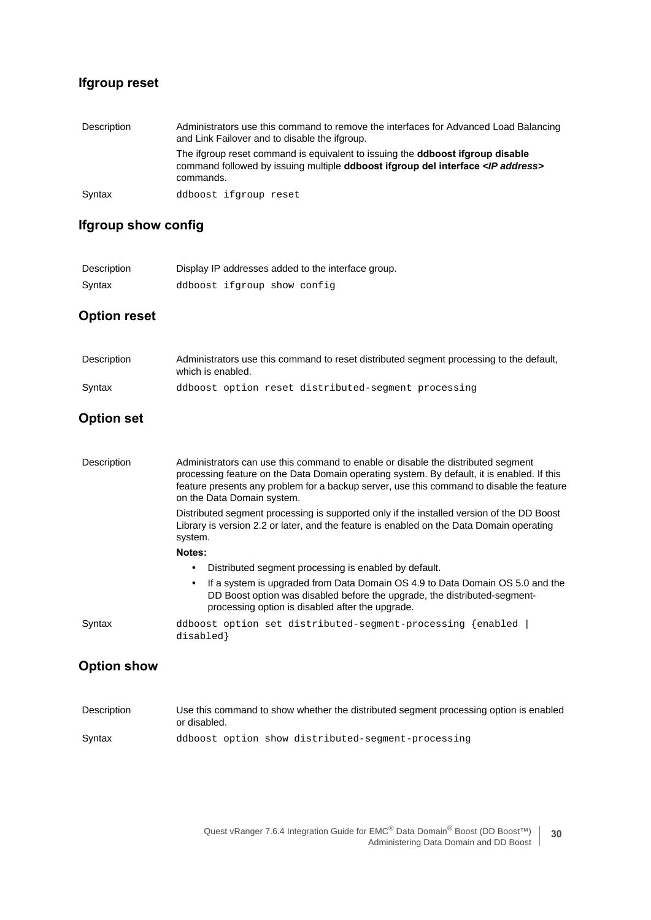## Ifgroup reset

| | |
|---|---|
| Description | Administrators use this command to remove the interfaces for Advanced Load Balancing and Link Failover and to disable the ifgroup.<br>The ifgroup reset command is equivalent to issuing the **ddboost ifgroup disable** command followed by issuing multiple **ddboost ifgroup del interface *<IP address>*** commands. |
| Syntax | `ddboost ifgroup reset` |

## Ifgroup show config

| | |
|---|---|
| Description | Display IP addresses added to the interface group. |
| Syntax | `ddboost ifgroup show config` |

## Option reset

| | |
|---|---|
| Description | Administrators use this command to reset distributed segment processing to the default, which is enabled. |
| Syntax | `ddboost option reset distributed-segment processing` |

## Option set

| | |
|---|---|
| Description | Administrators can use this command to enable or disable the distributed segment processing feature on the Data Domain operating system. By default, it is enabled. If this feature presents any problem for a backup server, use this command to disable the feature on the Data Domain system.<br>Distributed segment processing is supported only if the installed version of the DD Boost Library is version 2.2 or later, and the feature is enabled on the Data Domain operating system.<br>**Notes:**<br>• Distributed segment processing is enabled by default.<br>• If a system is upgraded from Data Domain OS 4.9 to Data Domain OS 5.0 and the DD Boost option was disabled before the upgrade, the distributed-segment-processing option is disabled after the upgrade. |
| Syntax | `ddboost option set distributed-segment-processing {enabled \| disabled}` |

## Option show

| | |
|---|---|
| Description | Use this command to show whether the distributed segment processing option is enabled or disabled. |
| Syntax | `ddboost option show distributed-segment-processing` |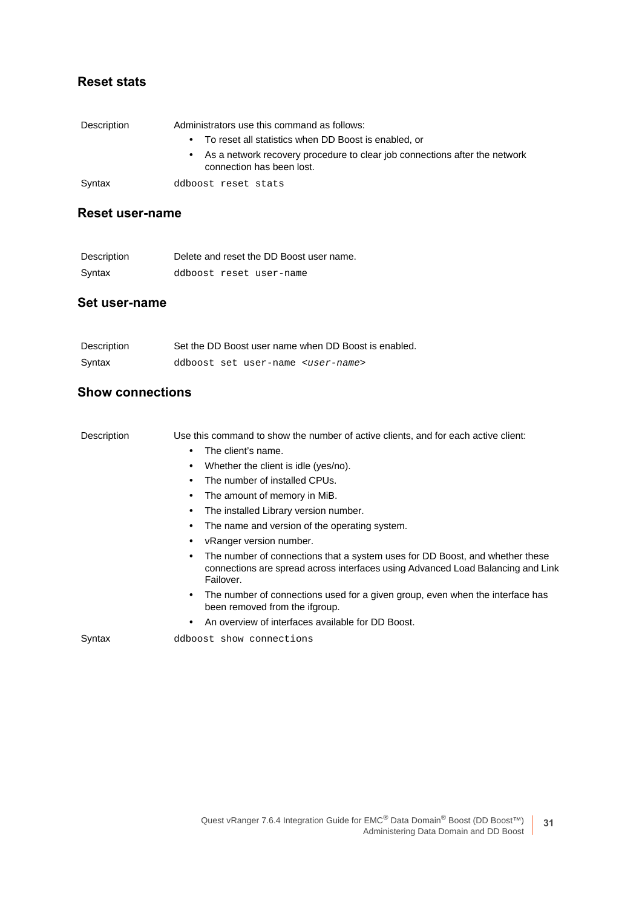## Reset stats

| | |
|---|---|
| Description | Administrators use this command as follows:<br>• To reset all statistics when DD Boost is enabled, or<br>• As a network recovery procedure to clear job connections after the network connection has been lost. |
| Syntax | `ddboost reset stats` |

## Reset user-name

| | |
|---|---|
| Description | Delete and reset the DD Boost user name. |
| Syntax | `ddboost reset user-name` |

## Set user-name

| | |
|---|---|
| Description | Set the DD Boost user name when DD Boost is enabled. |
| Syntax | `ddboost set user-name <user-name>` |

## Show connections

| | |
|---|---|
| Description | Use this command to show the number of active clients, and for each active client:<br>• The client's name.<br>• Whether the client is idle (yes/no).<br>• The number of installed CPUs.<br>• The amount of memory in MiB.<br>• The installed Library version number.<br>• The name and version of the operating system.<br>• vRanger version number.<br>• The number of connections that a system uses for DD Boost, and whether these connections are spread across interfaces using Advanced Load Balancing and Link Failover.<br>• The number of connections used for a given group, even when the interface has been removed from the ifgroup.<br>• An overview of interfaces available for DD Boost. |
| Syntax | `ddboost show connections` |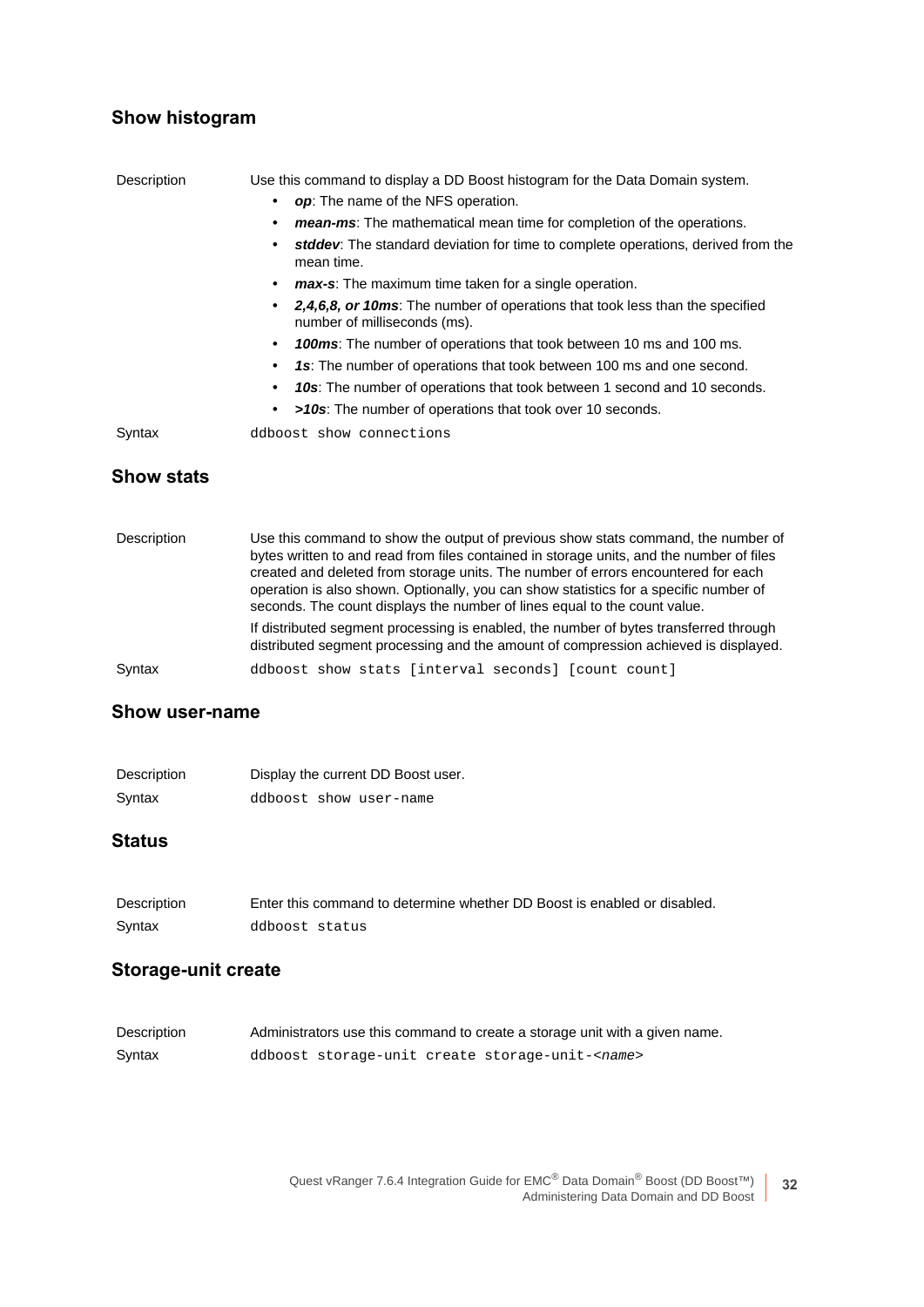### Show histogram

| | |
|---|---|
| Description | Use this command to display a DD Boost histogram for the Data Domain system. |

- ***op***: The name of the NFS operation.
- ***mean-ms***: The mathematical mean time for completion of the operations.
- ***stddev***: The standard deviation for time to complete operations, derived from the mean time.
- ***max-s***: The maximum time taken for a single operation.
- ***2,4,6,8, or 10ms***: The number of operations that took less than the specified number of milliseconds (ms).
- ***100ms***: The number of operations that took between 10 ms and 100 ms.
- ***1s***: The number of operations that took between 100 ms and one second.
- ***10s***: The number of operations that took between 1 second and 10 seconds.
- ***>10s***: The number of operations that took over 10 seconds.

Syntax

```
ddboost show connections
```

### Show stats

Description

Use this command to show the output of previous show stats command, the number of bytes written to and read from files contained in storage units, and the number of files created and deleted from storage units. The number of errors encountered for each operation is also shown. Optionally, you can show statistics for a specific number of seconds. The count displays the number of lines equal to the count value.

If distributed segment processing is enabled, the number of bytes transferred through distributed segment processing and the amount of compression achieved is displayed.

Syntax

```
ddboost show stats [interval seconds] [count count]
```

### Show user-name

Description

Display the current DD Boost user.

Syntax

```
ddboost show user-name
```

### Status

Description

Enter this command to determine whether DD Boost is enabled or disabled.

Syntax

```
ddboost status
```

### Storage-unit create

Description

Administrators use this command to create a storage unit with a given name.

Syntax

```
ddboost storage-unit create storage-unit-<name>
```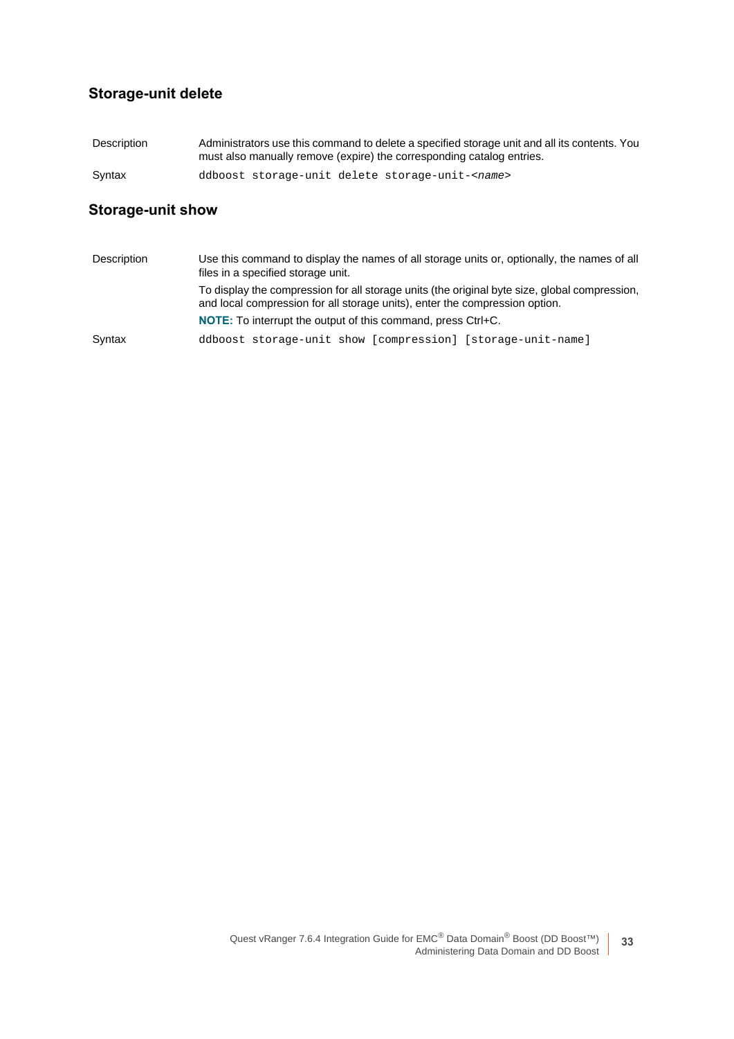### Storage-unit delete

Description
Administrators use this command to delete a specified storage unit and all its contents. You must also manually remove (expire) the corresponding catalog entries.

Syntax
`ddboost storage-unit delete storage-unit-<name>`

### Storage-unit show

Description
Use this command to display the names of all storage units or, optionally, the names of all files in a specified storage unit.

To display the compression for all storage units (the original byte size, global compression, and local compression for all storage units), enter the compression option.

**NOTE:** To interrupt the output of this command, press Ctrl+C.

Syntax
`ddboost storage-unit show [compression] [storage-unit-name]`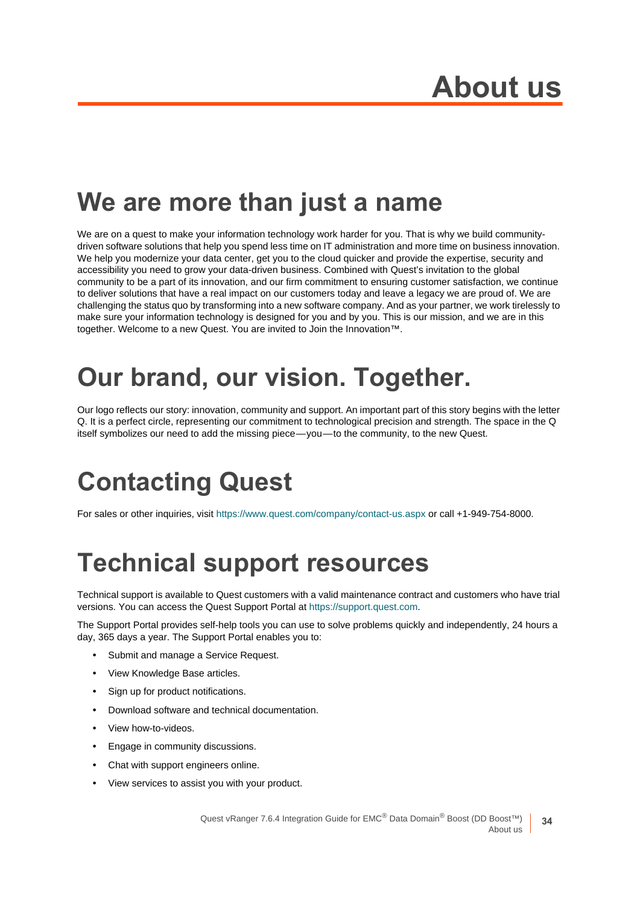# About us

## We are more than just a name

We are on a quest to make your information technology work harder for you. That is why we build community-driven software solutions that help you spend less time on IT administration and more time on business innovation. We help you modernize your data center, get you to the cloud quicker and provide the expertise, security and accessibility you need to grow your data-driven business. Combined with Quest's invitation to the global community to be a part of its innovation, and our firm commitment to ensuring customer satisfaction, we continue to deliver solutions that have a real impact on our customers today and leave a legacy we are proud of. We are challenging the status quo by transforming into a new software company. And as your partner, we work tirelessly to make sure your information technology is designed for you and by you. This is our mission, and we are in this together. Welcome to a new Quest. You are invited to Join the Innovation™.

## Our brand, our vision. Together.

Our logo reflects our story: innovation, community and support. An important part of this story begins with the letter Q. It is a perfect circle, representing our commitment to technological precision and strength. The space in the Q itself symbolizes our need to add the missing piece—you—to the community, to the new Quest.

## Contacting Quest

For sales or other inquiries, visit https://www.quest.com/company/contact-us.aspx or call +1-949-754-8000.

## Technical support resources

Technical support is available to Quest customers with a valid maintenance contract and customers who have trial versions. You can access the Quest Support Portal at https://support.quest.com.

The Support Portal provides self-help tools you can use to solve problems quickly and independently, 24 hours a day, 365 days a year. The Support Portal enables you to:

- Submit and manage a Service Request.
- View Knowledge Base articles.
- Sign up for product notifications.
- Download software and technical documentation.
- View how-to-videos.
- Engage in community discussions.
- Chat with support engineers online.
- View services to assist you with your product.